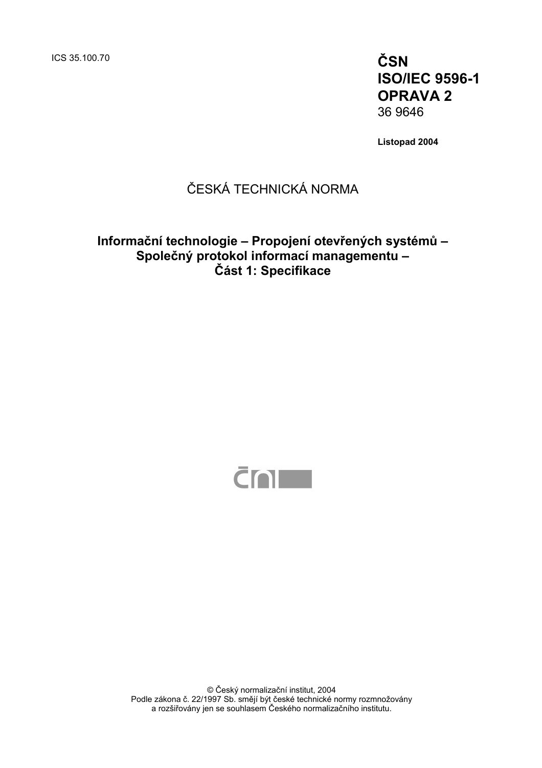ICS 35.100.70

**ČSN ISO/IEC 9596-1 OPRAVA 2**
36 9646

**Listopad 2004**

ČESKÁ TECHNICKÁ NORMA

# Informační technologie – Propojení otevřených systémů – Společný protokol informací managementu – Část 1: Specifikace

© Český normalizační institut, 2004
Podle zákona č. 22/1997 Sb. smějí být české technické normy rozmnožovány a rozšiřovány jen se souhlasem Českého normalizačního institutu.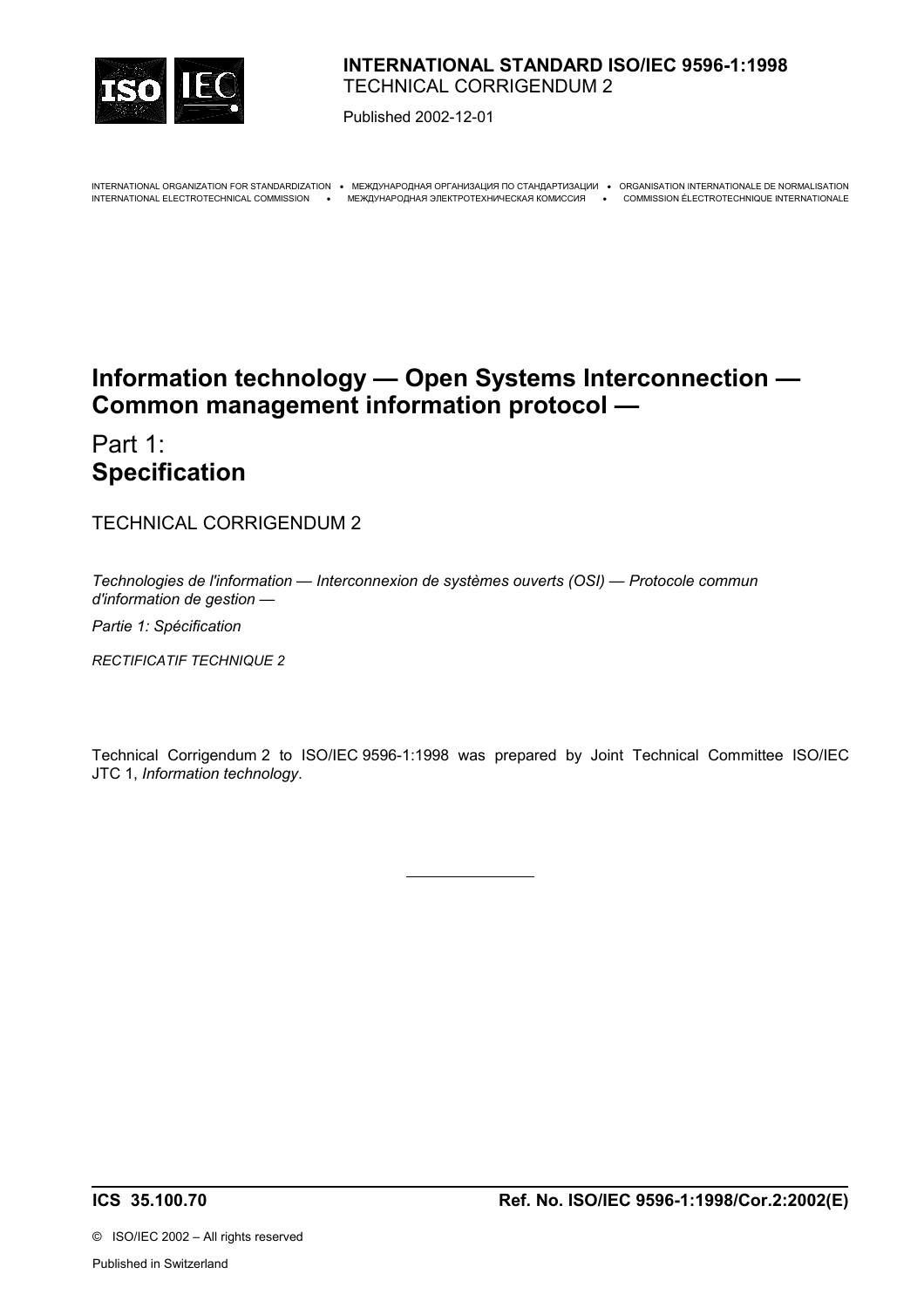**INTERNATIONAL STANDARD ISO/IEC 9596-1:1998**
TECHNICAL CORRIGENDUM 2

Published 2002-12-01

INTERNATIONAL ORGANIZATION FOR STANDARDIZATION • МЕЖДУНАРОДНАЯ ОРГАНИЗАЦИЯ ПО СТАНДАРТИЗАЦИИ • ORGANISATION INTERNATIONALE DE NORMALISATION
INTERNATIONAL ELECTROTECHNICAL COMMISSION • МЕЖДУНАРОДНАЯ ЭЛЕКТРОТЕХНИЧЕСКАЯ КОМИССИЯ • COMMISSION ÉLECTROTECHNIQUE INTERNATIONALE

# Information technology — Open Systems Interconnection — Common management information protocol —

## Part 1: **Specification**

TECHNICAL CORRIGENDUM 2

*Technologies de l'information — Interconnexion de systèmes ouverts (OSI) — Protocole commun d'information de gestion —*

*Partie 1: Spécification*

*RECTIFICATIF TECHNIQUE 2*

Technical Corrigendum 2 to ISO/IEC 9596-1:1998 was prepared by Joint Technical Committee ISO/IEC JTC 1, *Information technology*.

---

**ICS 35.100.70** **Ref. No. ISO/IEC 9596-1:1998/Cor.2:2002(E)**

© ISO/IEC 2002 – All rights reserved

Published in Switzerland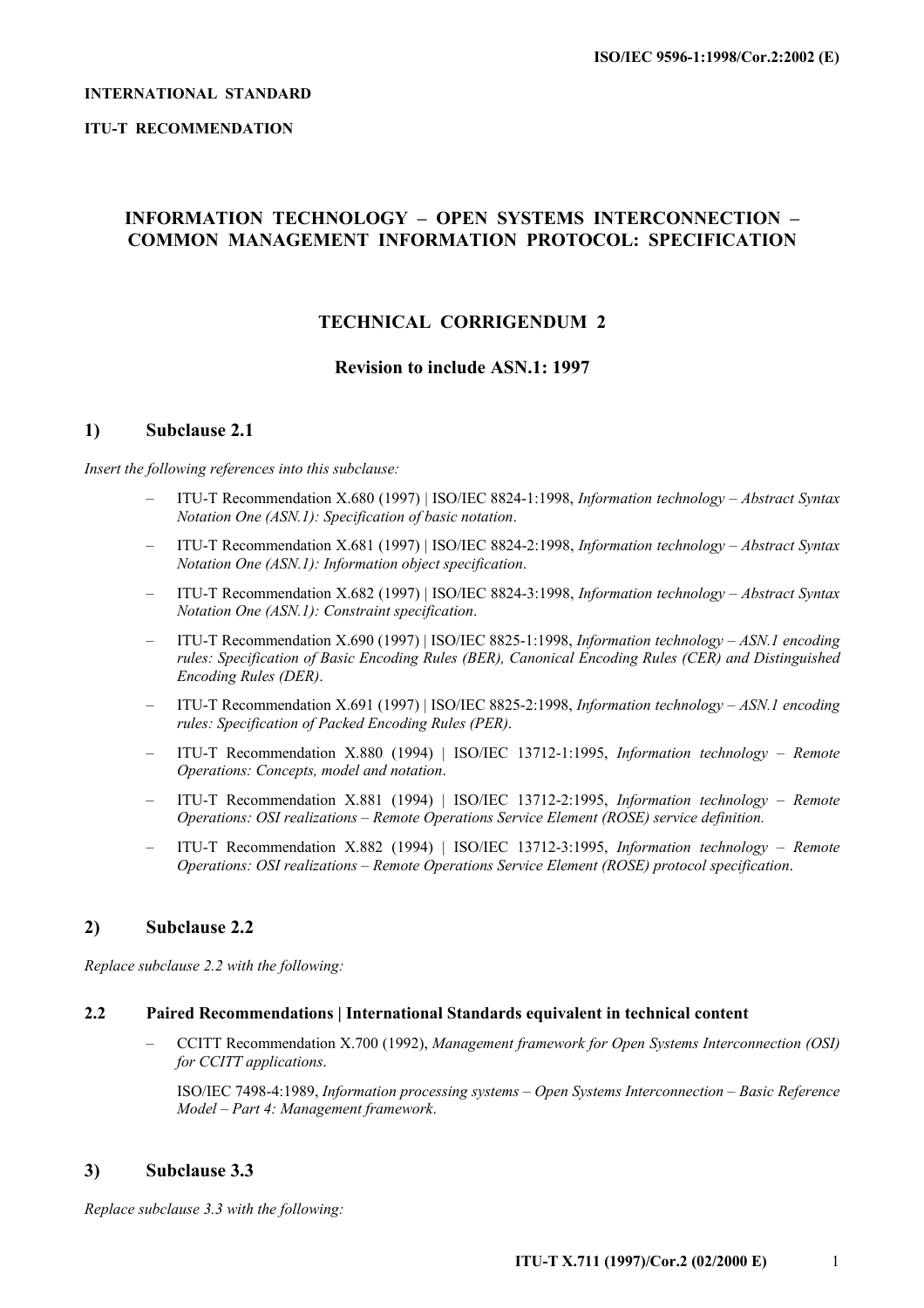INTERNATIONAL STANDARD

ITU-T RECOMMENDATION

# INFORMATION TECHNOLOGY – OPEN SYSTEMS INTERCONNECTION – COMMON MANAGEMENT INFORMATION PROTOCOL: SPECIFICATION

## TECHNICAL CORRIGENDUM 2

### Revision to include ASN.1: 1997

## 1) Subclause 2.1

*Insert the following references into this subclause:*

- ITU-T Recommendation X.680 (1997) | ISO/IEC 8824-1:1998, *Information technology – Abstract Syntax Notation One (ASN.1): Specification of basic notation*.
- ITU-T Recommendation X.681 (1997) | ISO/IEC 8824-2:1998, *Information technology – Abstract Syntax Notation One (ASN.1): Information object specification*.
- ITU-T Recommendation X.682 (1997) | ISO/IEC 8824-3:1998, *Information technology – Abstract Syntax Notation One (ASN.1): Constraint specification*.
- ITU-T Recommendation X.690 (1997) | ISO/IEC 8825-1:1998, *Information technology – ASN.1 encoding rules: Specification of Basic Encoding Rules (BER), Canonical Encoding Rules (CER) and Distinguished Encoding Rules (DER)*.
- ITU-T Recommendation X.691 (1997) | ISO/IEC 8825-2:1998, *Information technology – ASN.1 encoding rules: Specification of Packed Encoding Rules (PER)*.
- ITU-T Recommendation X.880 (1994) | ISO/IEC 13712-1:1995, *Information technology – Remote Operations: Concepts, model and notation*.
- ITU-T Recommendation X.881 (1994) | ISO/IEC 13712-2:1995, *Information technology – Remote Operations: OSI realizations – Remote Operations Service Element (ROSE) service definition.*
- ITU-T Recommendation X.882 (1994) | ISO/IEC 13712-3:1995, *Information technology – Remote Operations: OSI realizations – Remote Operations Service Element (ROSE) protocol specification*.

## 2) Subclause 2.2

*Replace subclause 2.2 with the following:*

### 2.2 Paired Recommendations | International Standards equivalent in technical content

- CCITT Recommendation X.700 (1992), *Management framework for Open Systems Interconnection (OSI) for CCITT applications*.

  ISO/IEC 7498-4:1989, *Information processing systems – Open Systems Interconnection – Basic Reference Model – Part 4: Management framework*.

## 3) Subclause 3.3

*Replace subclause 3.3 with the following:*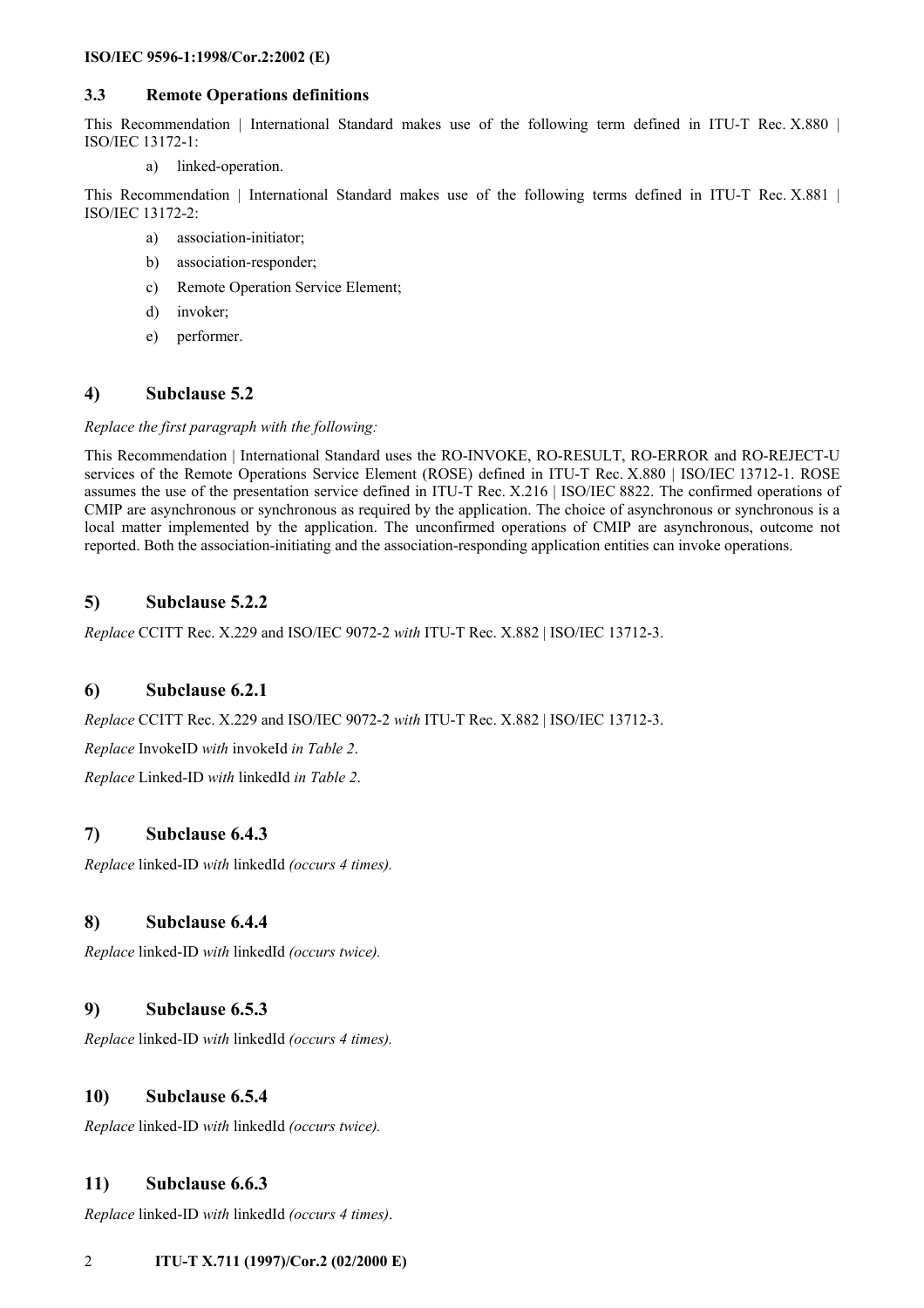### 3.3 Remote Operations definitions

This Recommendation | International Standard makes use of the following term defined in ITU-T Rec. X.880 | ISO/IEC 13172-1:

a) linked-operation.

This Recommendation | International Standard makes use of the following terms defined in ITU-T Rec. X.881 | ISO/IEC 13172-2:

a) association-initiator;
b) association-responder;
c) Remote Operation Service Element;
d) invoker;
e) performer.

## 4) Subclause 5.2

*Replace the first paragraph with the following:*

This Recommendation | International Standard uses the RO-INVOKE, RO-RESULT, RO-ERROR and RO-REJECT-U services of the Remote Operations Service Element (ROSE) defined in ITU-T Rec. X.880 | ISO/IEC 13712-1. ROSE assumes the use of the presentation service defined in ITU-T Rec. X.216 | ISO/IEC 8822. The confirmed operations of CMIP are asynchronous or synchronous as required by the application. The choice of asynchronous or synchronous is a local matter implemented by the application. The unconfirmed operations of CMIP are asynchronous, outcome not reported. Both the association-initiating and the association-responding application entities can invoke operations.

## 5) Subclause 5.2.2

*Replace* CCITT Rec. X.229 and ISO/IEC 9072-2 *with* ITU-T Rec. X.882 | ISO/IEC 13712-3.

## 6) Subclause 6.2.1

*Replace* CCITT Rec. X.229 and ISO/IEC 9072-2 *with* ITU-T Rec. X.882 | ISO/IEC 13712-3.

*Replace* InvokeID *with* invokeId *in Table 2*.

*Replace* Linked-ID *with* linkedId *in Table 2*.

## 7) Subclause 6.4.3

*Replace* linked-ID *with* linkedId *(occurs 4 times).*

## 8) Subclause 6.4.4

*Replace* linked-ID *with* linkedId *(occurs twice).*

## 9) Subclause 6.5.3

*Replace* linked-ID *with* linkedId *(occurs 4 times).*

## 10) Subclause 6.5.4

*Replace* linked-ID *with* linkedId *(occurs twice).*

## 11) Subclause 6.6.3

*Replace* linked-ID *with* linkedId *(occurs 4 times)*.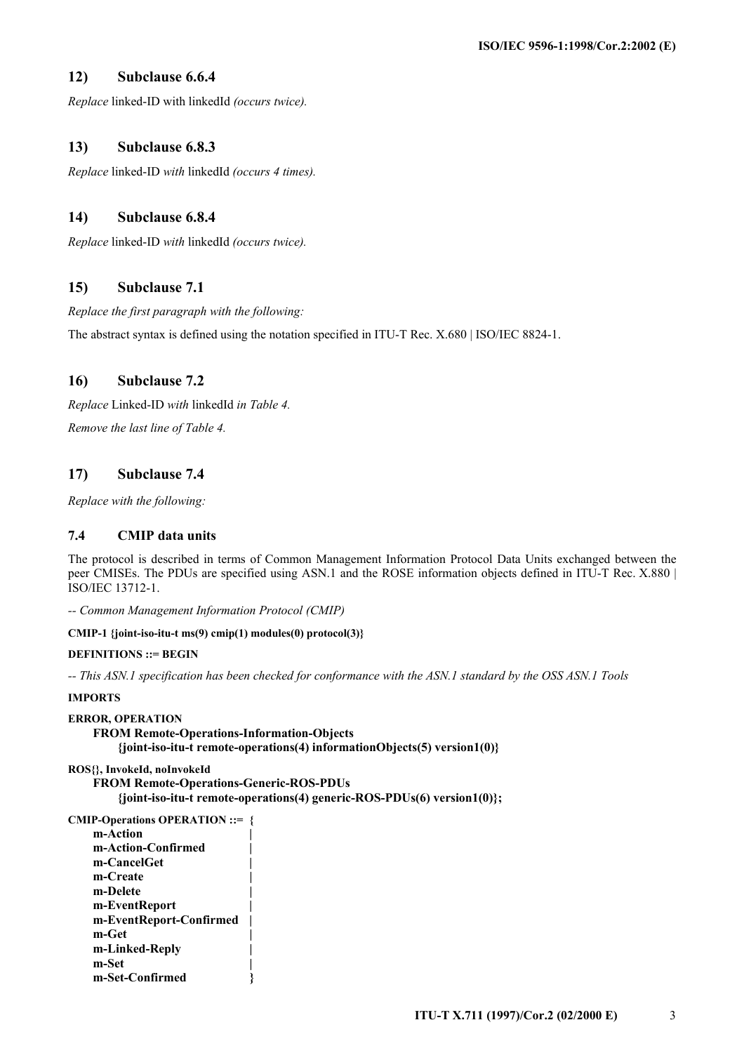## 12) Subclause 6.6.4

*Replace* linked-ID with linkedId *(occurs twice).*

## 13) Subclause 6.8.3

*Replace* linked-ID *with* linkedId *(occurs 4 times).*

## 14) Subclause 6.8.4

*Replace* linked-ID *with* linkedId *(occurs twice).*

## 15) Subclause 7.1

*Replace the first paragraph with the following:*

The abstract syntax is defined using the notation specified in ITU-T Rec. X.680 | ISO/IEC 8824-1.

## 16) Subclause 7.2

*Replace* Linked-ID *with* linkedId *in Table 4.*

*Remove the last line of Table 4.*

## 17) Subclause 7.4

*Replace with the following:*

### 7.4 CMIP data units

The protocol is described in terms of Common Management Information Protocol Data Units exchanged between the peer CMISEs. The PDUs are specified using ASN.1 and the ROSE information objects defined in ITU-T Rec. X.880 | ISO/IEC 13712-1.

```
-- Common Management Information Protocol (CMIP)

CMIP-1 {joint-iso-itu-t ms(9) cmip(1) modules(0) protocol(3)}

DEFINITIONS ::= BEGIN

-- This ASN.1 specification has been checked for conformance with the ASN.1 standard by the OSS ASN.1 Tools

IMPORTS

ERROR, OPERATION
    FROM Remote-Operations-Information-Objects
        {joint-iso-itu-t remote-operations(4) informationObjects(5) version1(0)}

ROS{}, InvokeId, noInvokeId
    FROM Remote-Operations-Generic-ROS-PDUs
        {joint-iso-itu-t remote-operations(4) generic-ROS-PDUs(6) version1(0)};

CMIP-Operations OPERATION ::= {
    m-Action                    |
    m-Action-Confirmed          |
    m-CancelGet                 |
    m-Create                    |
    m-Delete                    |
    m-EventReport               |
    m-EventReport-Confirmed     |
    m-Get                       |
    m-Linked-Reply              |
    m-Set                       |
    m-Set-Confirmed             }
```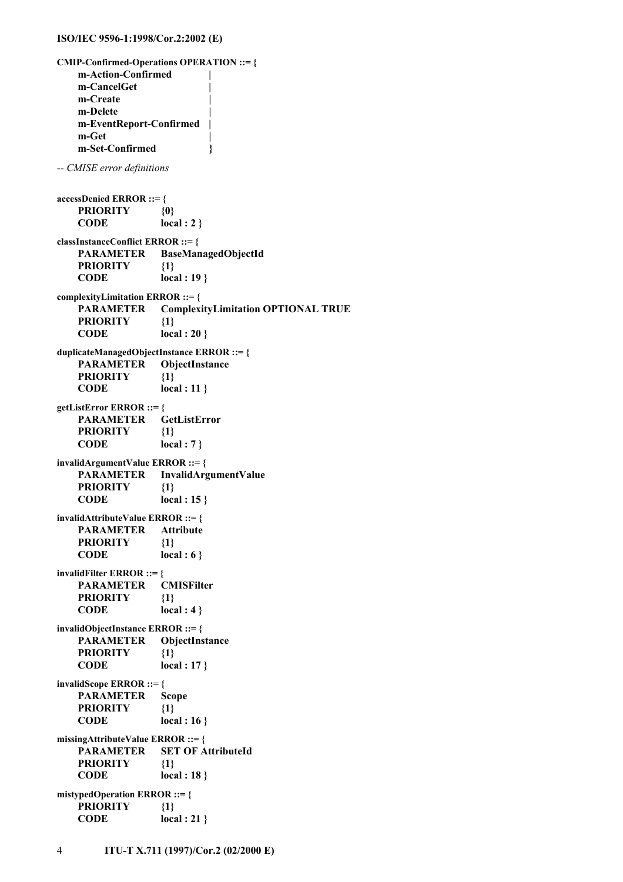```
CMIP-Confirmed-Operations OPERATION ::= {
    m-Action-Confirmed          |
    m-CancelGet                 |
    m-Create                    |
    m-Delete                    |
    m-EventReport-Confirmed     |
    m-Get                       |
    m-Set-Confirmed             }

-- CMISE error definitions

accessDenied ERROR ::= {
    PRIORITY        {0}
    CODE            local : 2 }

classInstanceConflict ERROR ::= {
    PARAMETER       BaseManagedObjectId
    PRIORITY        {1}
    CODE            local : 19 }

complexityLimitation ERROR ::= {
    PARAMETER       ComplexityLimitation OPTIONAL TRUE
    PRIORITY        {1}
    CODE            local : 20 }

duplicateManagedObjectInstance ERROR ::= {
    PARAMETER       ObjectInstance
    PRIORITY        {1}
    CODE            local : 11 }

getListError ERROR ::= {
    PARAMETER       GetListError
    PRIORITY        {1}
    CODE            local : 7 }

invalidArgumentValue ERROR ::= {
    PARAMETER       InvalidArgumentValue
    PRIORITY        {1}
    CODE            local : 15 }

invalidAttributeValue ERROR ::= {
    PARAMETER       Attribute
    PRIORITY        {1}
    CODE            local : 6 }

invalidFilter ERROR ::= {
    PARAMETER       CMISFilter
    PRIORITY        {1}
    CODE            local : 4 }

invalidObjectInstance ERROR ::= {
    PARAMETER       ObjectInstance
    PRIORITY        {1}
    CODE            local : 17 }

invalidScope ERROR ::= {
    PARAMETER       Scope
    PRIORITY        {1}
    CODE            local : 16 }

missingAttributeValue ERROR ::= {
    PARAMETER       SET OF AttributeId
    PRIORITY        {1}
    CODE            local : 18 }

mistypedOperation ERROR ::= {
    PRIORITY        {1}
    CODE            local : 21 }
```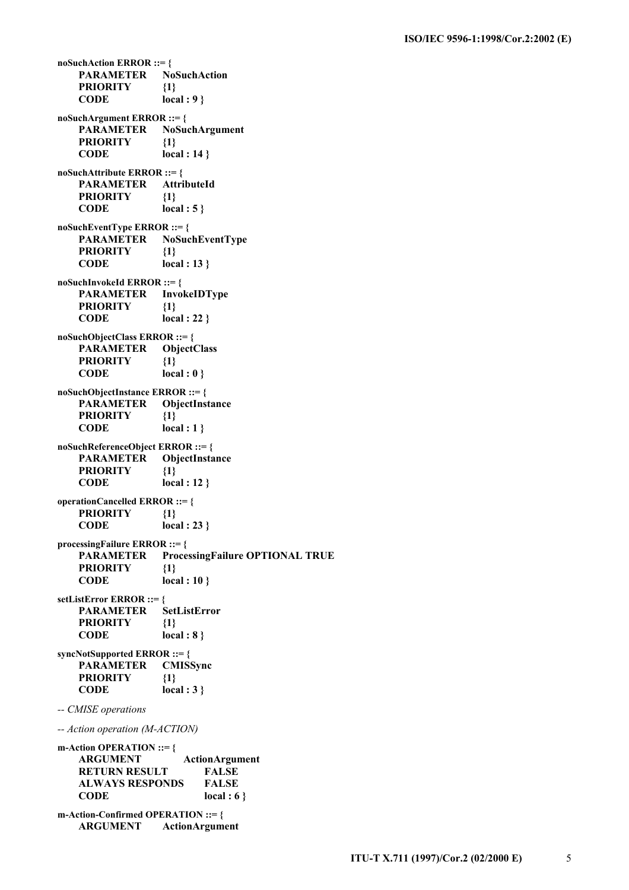```
noSuchAction ERROR ::= {
    PARAMETER    NoSuchAction
    PRIORITY     {1}
    CODE         local : 9 }

noSuchArgument ERROR ::= {
    PARAMETER    NoSuchArgument
    PRIORITY     {1}
    CODE         local : 14 }

noSuchAttribute ERROR ::= {
    PARAMETER    AttributeId
    PRIORITY     {1}
    CODE         local : 5 }

noSuchEventType ERROR ::= {
    PARAMETER    NoSuchEventType
    PRIORITY     {1}
    CODE         local : 13 }

noSuchInvokeId ERROR ::= {
    PARAMETER    InvokeIDType
    PRIORITY     {1}
    CODE         local : 22 }

noSuchObjectClass ERROR ::= {
    PARAMETER    ObjectClass
    PRIORITY     {1}
    CODE         local : 0 }

noSuchObjectInstance ERROR ::= {
    PARAMETER    ObjectInstance
    PRIORITY     {1}
    CODE         local : 1 }

noSuchReferenceObject ERROR ::= {
    PARAMETER    ObjectInstance
    PRIORITY     {1}
    CODE         local : 12 }

operationCancelled ERROR ::= {
    PRIORITY     {1}
    CODE         local : 23 }

processingFailure ERROR ::= {
    PARAMETER    ProcessingFailure OPTIONAL TRUE
    PRIORITY     {1}
    CODE         local : 10 }

setListError ERROR ::= {
    PARAMETER    SetListError
    PRIORITY     {1}
    CODE         local : 8 }

syncNotSupported ERROR ::= {
    PARAMETER    CMISSync
    PRIORITY     {1}
    CODE         local : 3 }

-- CMISE operations

-- Action operation (M-ACTION)

m-Action OPERATION ::= {
    ARGUMENT           ActionArgument
    RETURN RESULT      FALSE
    ALWAYS RESPONDS    FALSE
    CODE               local : 6 }

m-Action-Confirmed OPERATION ::= {
    ARGUMENT     ActionArgument
```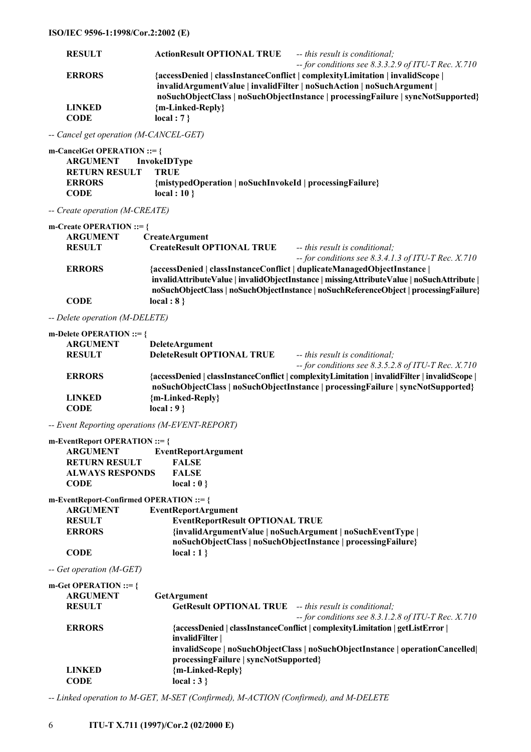```
      RESULT             ActionResult OPTIONAL TRUE     -- this result is conditional;
                                                        -- for conditions see 8.3.3.2.9 of ITU-T Rec. X.710
      ERRORS             {accessDenied | classInstanceConflict | complexityLimitation | invalidScope |
                          invalidArgumentValue | invalidFilter | noSuchAction | noSuchArgument |
                          noSuchObjectClass | noSuchObjectInstance | processingFailure | syncNotSupported}
      LINKED             {m-Linked-Reply}
      CODE               local : 7 }

-- Cancel get operation (M-CANCEL-GET)

m-CancelGet OPERATION ::= {
      ARGUMENT           InvokeIDType
      RETURN RESULT      TRUE
      ERRORS             {mistypedOperation | noSuchInvokeId | processingFailure}
      CODE               local : 10 }

-- Create operation (M-CREATE)

m-Create OPERATION ::= {
      ARGUMENT           CreateArgument
      RESULT             CreateResult OPTIONAL TRUE     -- this result is conditional;
                                                        -- for conditions see 8.3.4.1.3 of ITU-T Rec. X.710
      ERRORS             {accessDenied | classInstanceConflict | duplicateManagedObjectInstance |
                          invalidAttributeValue | invalidObjectInstance | missingAttributeValue | noSuchAttribute |
                          noSuchObjectClass | noSuchObjectInstance | noSuchReferenceObject | processingFailure}
      CODE               local : 8 }

-- Delete operation (M-DELETE)

m-Delete OPERATION ::= {
      ARGUMENT           DeleteArgument
      RESULT             DeleteResult OPTIONAL TRUE     -- this result is conditional;
                                                        -- for conditions see 8.3.5.2.8 of ITU-T Rec. X.710
      ERRORS             {accessDenied | classInstanceConflict | complexityLimitation | invalidFilter | invalidScope |
                          noSuchObjectClass | noSuchObjectInstance | processingFailure | syncNotSupported}
      LINKED             {m-Linked-Reply}
      CODE               local : 9 }

-- Event Reporting operations (M-EVENT-REPORT)

m-EventReport OPERATION ::= {
      ARGUMENT           EventReportArgument
      RETURN RESULT      FALSE
      ALWAYS RESPONDS    FALSE
      CODE               local : 0 }

m-EventReport-Confirmed OPERATION ::= {
      ARGUMENT           EventReportArgument
      RESULT             EventReportResult OPTIONAL TRUE
      ERRORS             {invalidArgumentValue | noSuchArgument | noSuchEventType |
                          noSuchObjectClass | noSuchObjectInstance | processingFailure}
      CODE               local : 1 }

-- Get operation (M-GET)

m-Get OPERATION ::= {
      ARGUMENT           GetArgument
      RESULT             GetResult OPTIONAL TRUE     -- this result is conditional;
                                                     -- for conditions see 8.3.1.2.8 of ITU-T Rec. X.710
      ERRORS             {accessDenied | classInstanceConflict | complexityLimitation | getListError |
                          invalidFilter |
                          invalidScope | noSuchObjectClass | noSuchObjectInstance | operationCancelled|
                          processingFailure | syncNotSupported}
      LINKED             {m-Linked-Reply}
      CODE               local : 3 }

-- Linked operation to M-GET, M-SET (Confirmed), M-ACTION (Confirmed), and M-DELETE
```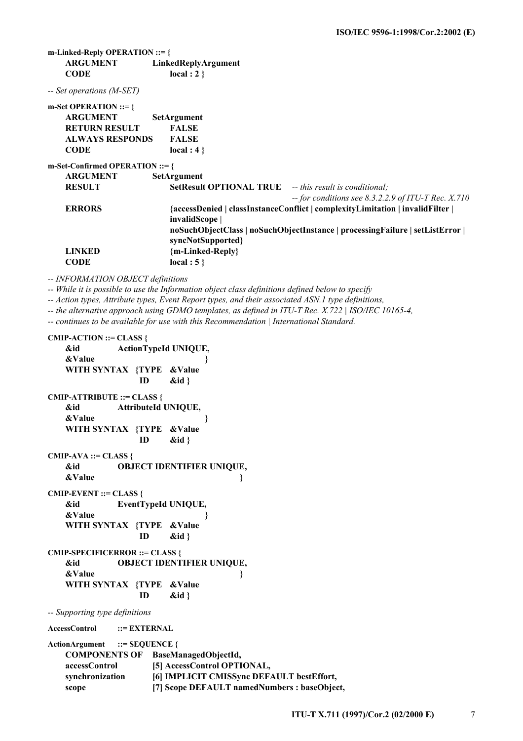```
m-Linked-Reply OPERATION ::= {
    ARGUMENT            LinkedReplyArgument
    CODE                local : 2 }

-- Set operations (M-SET)

m-Set OPERATION ::= {
    ARGUMENT            SetArgument
    RETURN RESULT       FALSE
    ALWAYS RESPONDS     FALSE
    CODE                local : 4 }

m-Set-Confirmed OPERATION ::= {
    ARGUMENT            SetArgument
    RESULT              SetResult OPTIONAL TRUE     -- this result is conditional;
                                                    -- for conditions see 8.3.2.2.9 of ITU-T Rec. X.710
    ERRORS              {accessDenied | classInstanceConflict | complexityLimitation | invalidFilter |
                        invalidScope |
                        noSuchObjectClass | noSuchObjectInstance | processingFailure | setListError |
                        syncNotSupported}
    LINKED              {m-Linked-Reply}
    CODE                local : 5 }

-- INFORMATION OBJECT definitions
-- While it is possible to use the Information object class definitions defined below to specify
-- Action types, Attribute types, Event Report types, and their associated ASN.1 type definitions,
-- the alternative approach using GDMO templates, as defined in ITU-T Rec. X.722 | ISO/IEC 10165-4,
-- continues to be available for use with this Recommendation | International Standard.

CMIP-ACTION ::= CLASS {
    &id         ActionTypeId UNIQUE,
    &Value                              }
    WITH SYNTAX  {TYPE   &Value
                  ID     &id }

CMIP-ATTRIBUTE ::= CLASS {
    &id         AttributeId UNIQUE,
    &Value                              }
    WITH SYNTAX  {TYPE   &Value
                  ID     &id }

CMIP-AVA ::= CLASS {
    &id         OBJECT IDENTIFIER UNIQUE,
    &Value                                      }

CMIP-EVENT ::= CLASS {
    &id         EventTypeId UNIQUE,
    &Value                              }
    WITH SYNTAX  {TYPE   &Value
                  ID     &id }

CMIP-SPECIFICERROR ::= CLASS {
    &id         OBJECT IDENTIFIER UNIQUE,
    &Value                                      }
    WITH SYNTAX  {TYPE   &Value
                  ID     &id }

-- Supporting type definitions

AccessControl       ::= EXTERNAL

ActionArgument      ::= SEQUENCE {
    COMPONENTS OF   BaseManagedObjectId,
    accessControl       [5] AccessControl OPTIONAL,
    synchronization     [6] IMPLICIT CMISSync DEFAULT bestEffort,
    scope               [7] Scope DEFAULT namedNumbers : baseObject,
```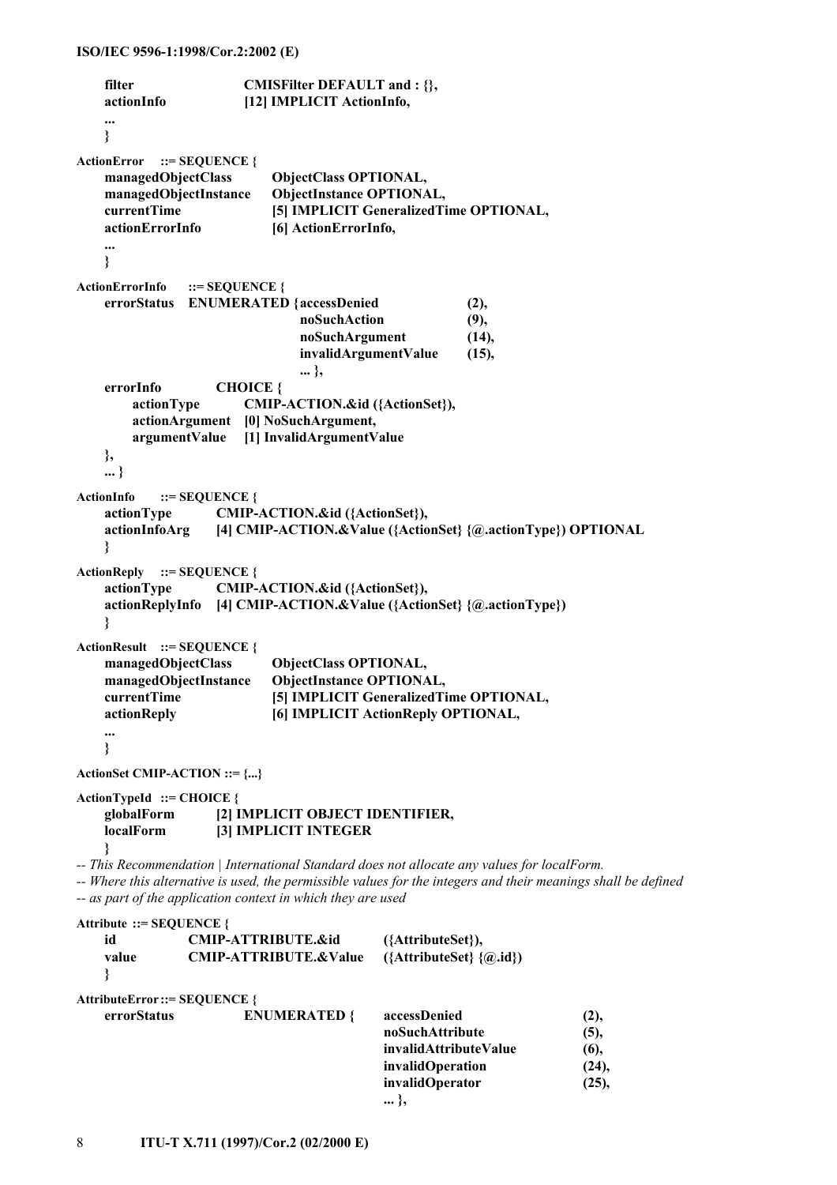```
     filter                    CMISFilter DEFAULT and : {},
     actionInfo                [12] IMPLICIT ActionInfo,
     ...
     }

ActionError    ::= SEQUENCE {
     managedObjectClass        ObjectClass OPTIONAL,
     managedObjectInstance     ObjectInstance OPTIONAL,
     currentTime               [5] IMPLICIT GeneralizedTime OPTIONAL,
     actionErrorInfo           [6] ActionErrorInfo,
     ...
     }

ActionErrorInfo     ::= SEQUENCE {
     errorStatus    ENUMERATED {accessDenied              (2),
                                noSuchAction              (9),
                                noSuchArgument            (14),
                                invalidArgumentValue      (15),
                                ... },
     errorInfo           CHOICE {
          actionType          CMIP-ACTION.&id ({ActionSet}),
          actionArgument    [0] NoSuchArgument,
          argumentValue     [1] InvalidArgumentValue
     },
     ... }

ActionInfo     ::= SEQUENCE {
     actionType          CMIP-ACTION.&id ({ActionSet}),
     actionInfoArg       [4] CMIP-ACTION.&Value ({ActionSet} {@.actionType}) OPTIONAL
     }

ActionReply    ::= SEQUENCE {
     actionType          CMIP-ACTION.&id ({ActionSet}),
     actionReplyInfo     [4] CMIP-ACTION.&Value ({ActionSet} {@.actionType})
     }

ActionResult   ::= SEQUENCE {
     managedObjectClass        ObjectClass OPTIONAL,
     managedObjectInstance     ObjectInstance OPTIONAL,
     currentTime               [5] IMPLICIT GeneralizedTime OPTIONAL,
     actionReply               [6] IMPLICIT ActionReply OPTIONAL,
     ...
     }

ActionSet CMIP-ACTION ::= {...}

ActionTypeId  ::= CHOICE {
     globalForm          [2] IMPLICIT OBJECT IDENTIFIER,
     localForm           [3] IMPLICIT INTEGER
     }
-- This Recommendation | International Standard does not allocate any values for localForm.
-- Where this alternative is used, the permissible values for the integers and their meanings shall be defined
-- as part of the application context in which they are used

Attribute  ::= SEQUENCE {
     id             CMIP-ATTRIBUTE.&id           ({AttributeSet}),
     value          CMIP-ATTRIBUTE.&Value        ({AttributeSet} {@.id})
     }

AttributeError ::= SEQUENCE {
     errorStatus              ENUMERATED {   accessDenied                 (2),
                                             noSuchAttribute              (5),
                                             invalidAttributeValue        (6),
                                             invalidOperation             (24),
                                             invalidOperator              (25),
                                             ... },
```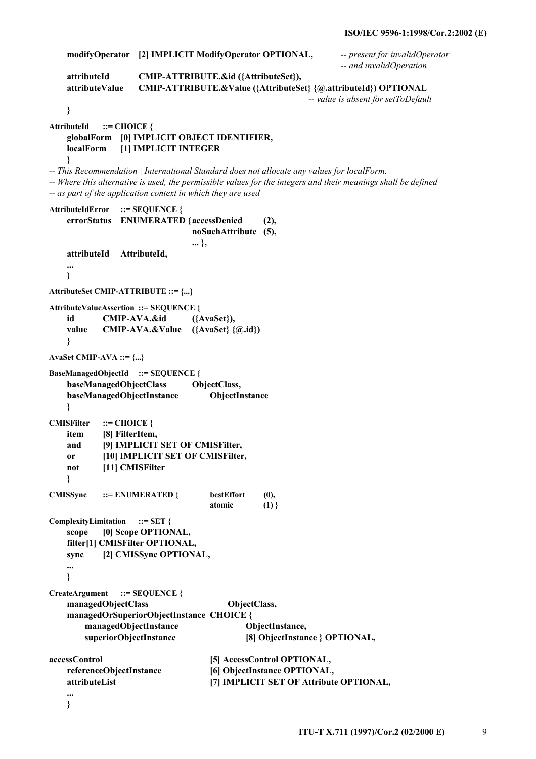```
    modifyOperator   [2] IMPLICIT ModifyOperator OPTIONAL,        -- present for invalidOperator
                                                                  -- and invalidOperation
    attributeId      CMIP-ATTRIBUTE.&id ({AttributeSet}),
    attributeValue   CMIP-ATTRIBUTE.&Value ({AttributeSet} {@.attributeId}) OPTIONAL
                                                                  -- value is absent for setToDefault
    }

AttributeId     ::= CHOICE {
    globalForm   [0] IMPLICIT OBJECT IDENTIFIER,
    localForm    [1] IMPLICIT INTEGER
    }
-- This Recommendation | International Standard does not allocate any values for localForm.
-- Where this alternative is used, the permissible values for the integers and their meanings shall be defined
-- as part of the application context in which they are used

AttributeIdError     ::= SEQUENCE {
    errorStatus   ENUMERATED {accessDenied      (2),
                              noSuchAttribute   (5),
                              ... },
    attributeId   AttributeId,
    ...
    }

AttributeSet CMIP-ATTRIBUTE ::= {...}

AttributeValueAssertion ::= SEQUENCE {
    id       CMIP-AVA.&id        ({AvaSet}),
    value    CMIP-AVA.&Value     ({AvaSet} {@.id})
    }

AvaSet CMIP-AVA ::= {...}

BaseManagedObjectId    ::= SEQUENCE {
    baseManagedObjectClass        ObjectClass,
    baseManagedObjectInstance     ObjectInstance
    }

CMISFilter     ::= CHOICE {
    item      [8] FilterItem,
    and       [9] IMPLICIT SET OF CMISFilter,
    or        [10] IMPLICIT SET OF CMISFilter,
    not       [11] CMISFilter
    }

CMISSync      ::= ENUMERATED {        bestEffort      (0),
                                      atomic          (1) }

ComplexityLimitation     ::= SET {
    scope     [0] Scope OPTIONAL,
    filter[1] CMISFilter OPTIONAL,
    sync      [2] CMISSync OPTIONAL,
    ...
    }

CreateArgument     ::= SEQUENCE {
    managedObjectClass                      ObjectClass,
    managedOrSuperiorObjectInstance  CHOICE {
        managedObjectInstance                 ObjectInstance,
        superiorObjectInstance                [8] ObjectInstance } OPTIONAL,

accessControl                          [5] AccessControl OPTIONAL,
    referenceObjectInstance            [6] ObjectInstance OPTIONAL,
    attributeList                      [7] IMPLICIT SET OF Attribute OPTIONAL,
    ...
    }
```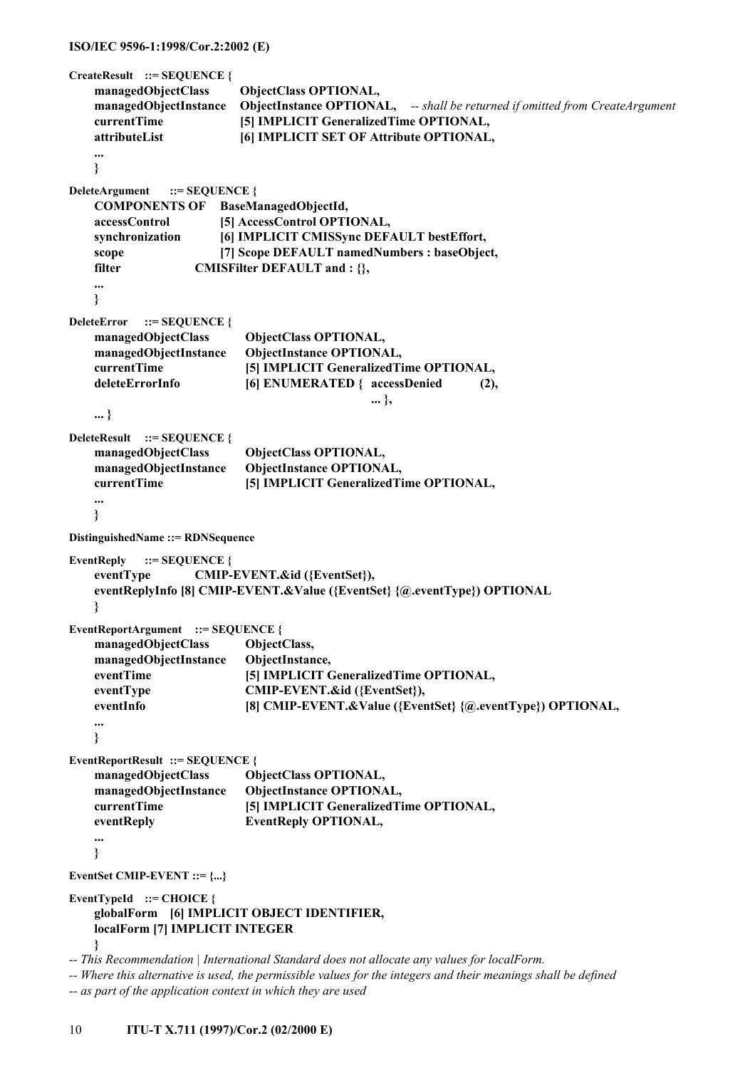```
CreateResult ::= SEQUENCE {
    managedObjectClass      ObjectClass OPTIONAL,
    managedObjectInstance   ObjectInstance OPTIONAL,   -- shall be returned if omitted from CreateArgument
    currentTime             [5] IMPLICIT GeneralizedTime OPTIONAL,
    attributeList           [6] IMPLICIT SET OF Attribute OPTIONAL,
    ...
    }

DeleteArgument ::= SEQUENCE {
    COMPONENTS OF   BaseManagedObjectId,
    accessControl   [5] AccessControl OPTIONAL,
    synchronization [6] IMPLICIT CMISSync DEFAULT bestEffort,
    scope           [7] Scope DEFAULT namedNumbers : baseObject,
    filter          CMISFilter DEFAULT and : {},
    ...
    }

DeleteError ::= SEQUENCE {
    managedObjectClass      ObjectClass OPTIONAL,
    managedObjectInstance   ObjectInstance OPTIONAL,
    currentTime             [5] IMPLICIT GeneralizedTime OPTIONAL,
    deleteErrorInfo         [6] ENUMERATED {  accessDenied      (2),
                                              ... },
    ... }

DeleteResult ::= SEQUENCE {
    managedObjectClass      ObjectClass OPTIONAL,
    managedObjectInstance   ObjectInstance OPTIONAL,
    currentTime             [5] IMPLICIT GeneralizedTime OPTIONAL,
    ...
    }

DistinguishedName ::= RDNSequence

EventReply ::= SEQUENCE {
    eventType       CMIP-EVENT.&id ({EventSet}),
    eventReplyInfo [8] CMIP-EVENT.&Value ({EventSet} {@.eventType}) OPTIONAL
    }

EventReportArgument ::= SEQUENCE {
    managedObjectClass      ObjectClass,
    managedObjectInstance   ObjectInstance,
    eventTime               [5] IMPLICIT GeneralizedTime OPTIONAL,
    eventType               CMIP-EVENT.&id ({EventSet}),
    eventInfo               [8] CMIP-EVENT.&Value ({EventSet} {@.eventType}) OPTIONAL,
    ...
    }

EventReportResult ::= SEQUENCE {
    managedObjectClass      ObjectClass OPTIONAL,
    managedObjectInstance   ObjectInstance OPTIONAL,
    currentTime             [5] IMPLICIT GeneralizedTime OPTIONAL,
    eventReply              EventReply OPTIONAL,
    ...
    }

EventSet CMIP-EVENT ::= {...}

EventTypeId ::= CHOICE {
    globalForm  [6] IMPLICIT OBJECT IDENTIFIER,
    localForm [7] IMPLICIT INTEGER
    }
-- This Recommendation | International Standard does not allocate any values for localForm.
-- Where this alternative is used, the permissible values for the integers and their meanings shall be defined
-- as part of the application context in which they are used
```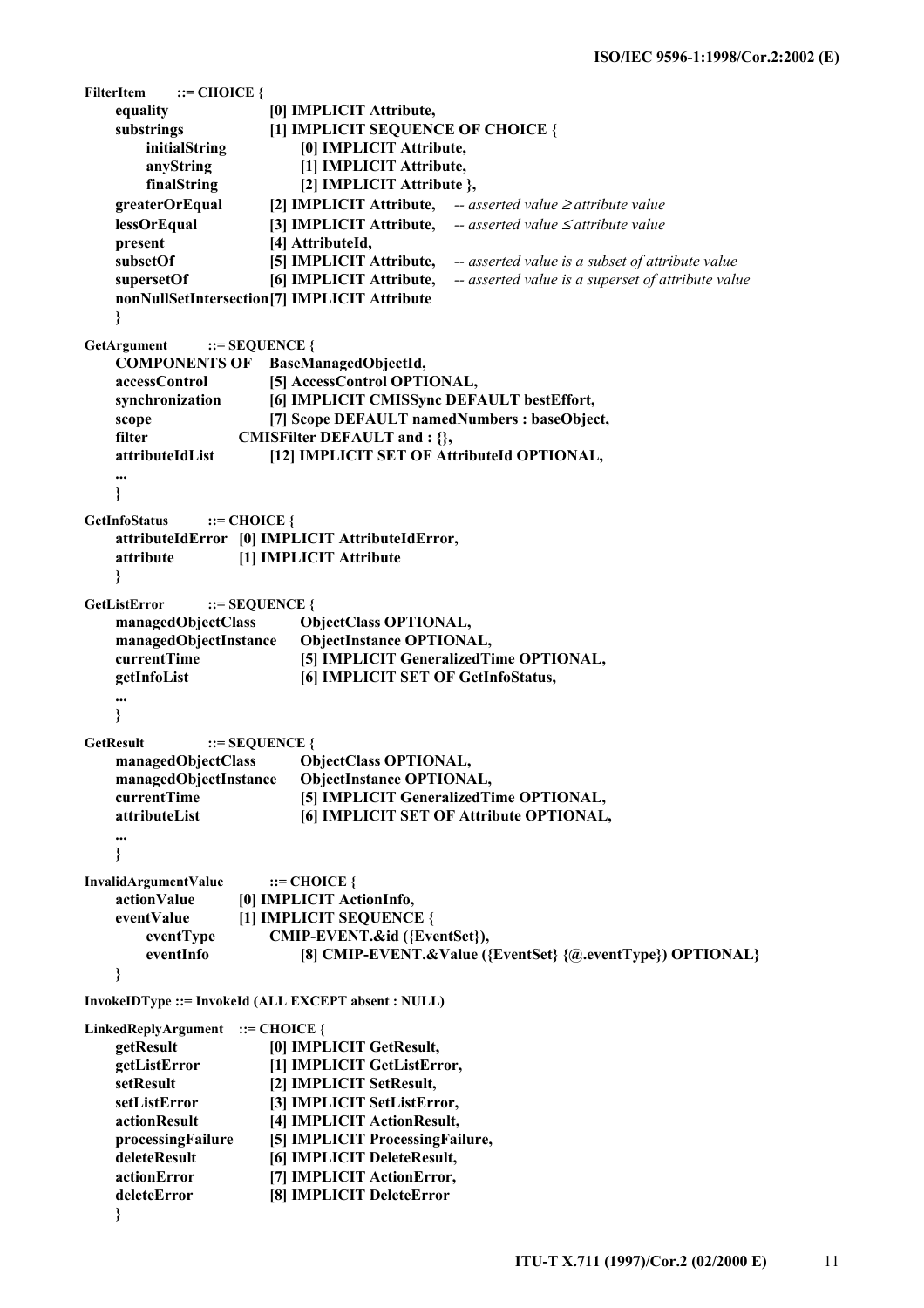```
FilterItem      ::= CHOICE {
    equality                [0] IMPLICIT Attribute,
    substrings              [1] IMPLICIT SEQUENCE OF CHOICE {
        initialString           [0] IMPLICIT Attribute,
        anyString               [1] IMPLICIT Attribute,
        finalString             [2] IMPLICIT Attribute },
    greaterOrEqual          [2] IMPLICIT Attribute,    -- asserted value ≥ attribute value
    lessOrEqual             [3] IMPLICIT Attribute,    -- asserted value ≤ attribute value
    present                 [4] AttributeId,
    subsetOf                [5] IMPLICIT Attribute,    -- asserted value is a subset of attribute value
    supersetOf              [6] IMPLICIT Attribute,    -- asserted value is a superset of attribute value
    nonNullSetIntersection[7] IMPLICIT Attribute
    }

GetArgument     ::= SEQUENCE {
    COMPONENTS OF   BaseManagedObjectId,
    accessControl           [5] AccessControl OPTIONAL,
    synchronization         [6] IMPLICIT CMISSync DEFAULT bestEffort,
    scope                   [7] Scope DEFAULT namedNumbers : baseObject,
    filter              CMISFilter DEFAULT and : {},
    attributeIdList         [12] IMPLICIT SET OF AttributeId OPTIONAL,
    ...
    }

GetInfoStatus       ::= CHOICE {
    attributeIdError   [0] IMPLICIT AttributeIdError,
    attribute          [1] IMPLICIT Attribute
    }

GetListError        ::= SEQUENCE {
    managedObjectClass          ObjectClass OPTIONAL,
    managedObjectInstance       ObjectInstance OPTIONAL,
    currentTime                 [5] IMPLICIT GeneralizedTime OPTIONAL,
    getInfoList                 [6] IMPLICIT SET OF GetInfoStatus,
    ...
    }

GetResult           ::= SEQUENCE {
    managedObjectClass          ObjectClass OPTIONAL,
    managedObjectInstance       ObjectInstance OPTIONAL,
    currentTime                 [5] IMPLICIT GeneralizedTime OPTIONAL,
    attributeList               [6] IMPLICIT SET OF Attribute OPTIONAL,
    ...
    }

InvalidArgumentValue        ::= CHOICE {
    actionValue         [0] IMPLICIT ActionInfo,
    eventValue          [1] IMPLICIT SEQUENCE {
        eventType           CMIP-EVENT.&id ({EventSet}),
        eventInfo               [8] CMIP-EVENT.&Value ({EventSet} {@.eventType}) OPTIONAL}
    }

InvokeIDType ::= InvokeId (ALL EXCEPT absent : NULL)

LinkedReplyArgument    ::= CHOICE {
    getResult               [0] IMPLICIT GetResult,
    getListError            [1] IMPLICIT GetListError,
    setResult               [2] IMPLICIT SetResult,
    setListError            [3] IMPLICIT SetListError,
    actionResult            [4] IMPLICIT ActionResult,
    processingFailure       [5] IMPLICIT ProcessingFailure,
    deleteResult            [6] IMPLICIT DeleteResult,
    actionError             [7] IMPLICIT ActionError,
    deleteError             [8] IMPLICIT DeleteError
    }
```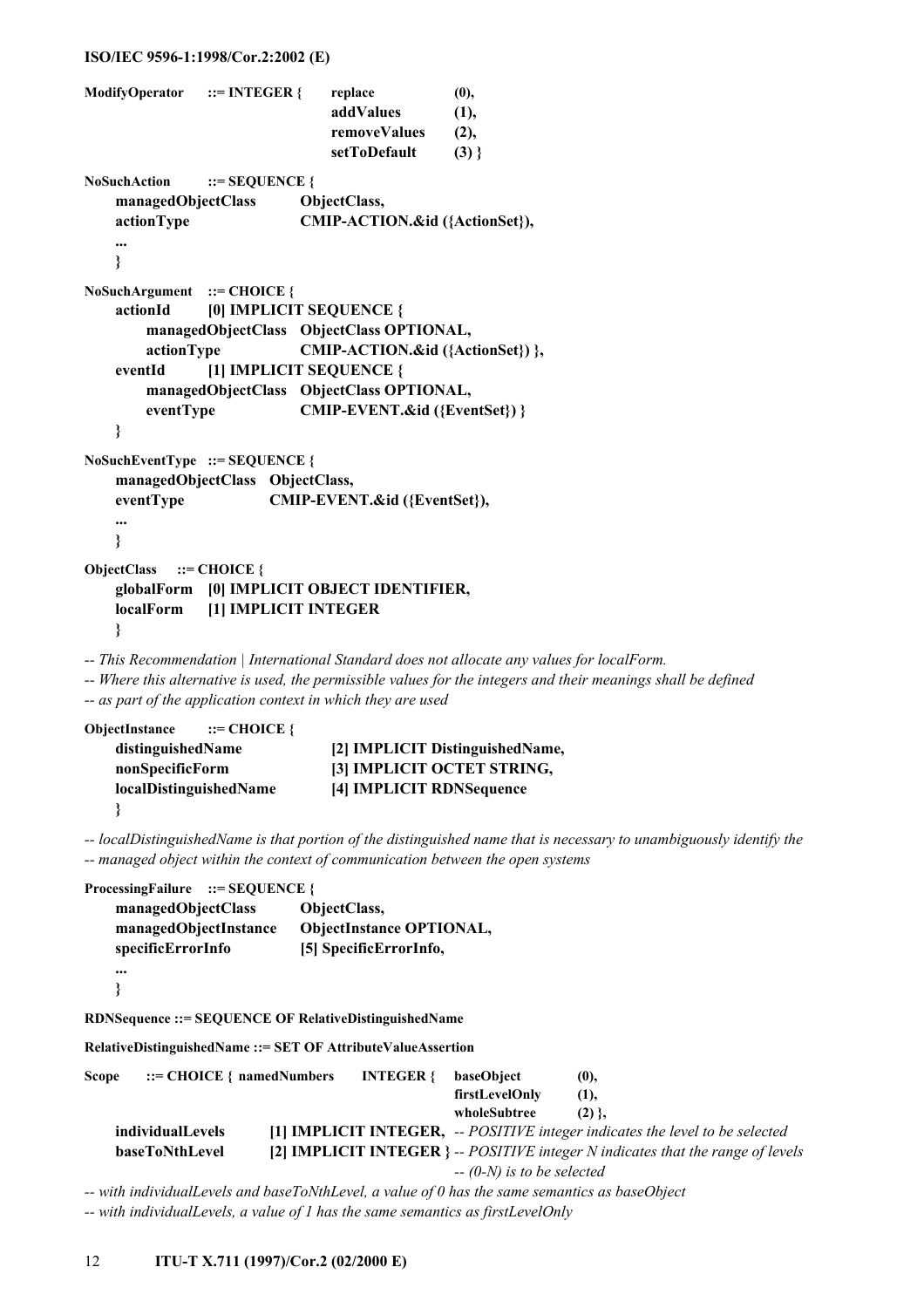```
ModifyOperator     ::= INTEGER {    replace          (0),
                                    addValues        (1),
                                    removeValues     (2),
                                    setToDefault     (3) }

NoSuchAction       ::= SEQUENCE {
    managedObjectClass        ObjectClass,
    actionType                CMIP-ACTION.&id ({ActionSet}),
    ...
    }

NoSuchArgument   ::= CHOICE {
    actionId       [0] IMPLICIT SEQUENCE {
        managedObjectClass   ObjectClass OPTIONAL,
        actionType           CMIP-ACTION.&id ({ActionSet}) },
    eventId        [1] IMPLICIT SEQUENCE {
        managedObjectClass   ObjectClass OPTIONAL,
        eventType            CMIP-EVENT.&id ({EventSet}) }
    }

NoSuchEventType   ::= SEQUENCE {
    managedObjectClass   ObjectClass,
    eventType            CMIP-EVENT.&id ({EventSet}),
    ...
    }

ObjectClass    ::= CHOICE {
    globalForm    [0] IMPLICIT OBJECT IDENTIFIER,
    localForm     [1] IMPLICIT INTEGER
    }

-- This Recommendation | International Standard does not allocate any values for localForm.
-- Where this alternative is used, the permissible values for the integers and their meanings shall be defined
-- as part of the application context in which they are used

ObjectInstance        ::= CHOICE {
    distinguishedName              [2] IMPLICIT DistinguishedName,
    nonSpecificForm                [3] IMPLICIT OCTET STRING,
    localDistinguishedName         [4] IMPLICIT RDNSequence
    }

-- localDistinguishedName is that portion of the distinguished name that is necessary to unambiguously identify the
-- managed object within the context of communication between the open systems

ProcessingFailure    ::= SEQUENCE {
    managedObjectClass        ObjectClass,
    managedObjectInstance     ObjectInstance OPTIONAL,
    specificErrorInfo         [5] SpecificErrorInfo,
    ...
    }

RDNSequence ::= SEQUENCE OF RelativeDistinguishedName

RelativeDistinguishedName ::= SET OF AttributeValueAssertion

Scope      ::= CHOICE {  namedNumbers       INTEGER {    baseObject        (0),
                                                         firstLevelOnly    (1),
                                                         wholeSubtree      (2) },
    individualLevels          [1] IMPLICIT INTEGER,  -- POSITIVE integer indicates the level to be selected
    baseToNthLevel            [2] IMPLICIT INTEGER } -- POSITIVE integer N indicates that the range of levels
                                                     -- (0-N) is to be selected

-- with individualLevels and baseToNthLevel, a value of 0 has the same semantics as baseObject
-- with individualLevels, a value of 1 has the same semantics as firstLevelOnly
```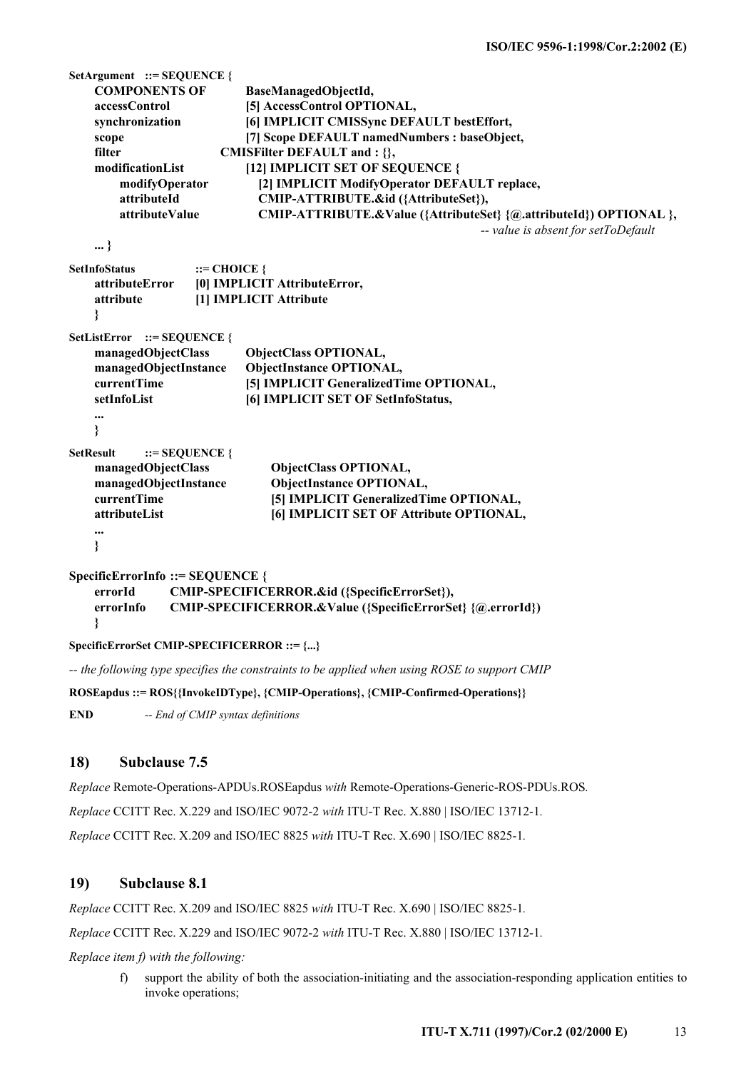```
SetArgument   ::= SEQUENCE {
     COMPONENTS OF          BaseManagedObjectId,
     accessControl          [5] AccessControl OPTIONAL,
     synchronization        [6] IMPLICIT CMISSync DEFAULT bestEffort,
     scope                  [7] Scope DEFAULT namedNumbers : baseObject,
     filter                 CMISFilter DEFAULT and : {},
     modificationList       [12] IMPLICIT SET OF SEQUENCE {
          modifyOperator        [2] IMPLICIT ModifyOperator DEFAULT replace,
          attributeId           CMIP-ATTRIBUTE.&id ({AttributeSet}),
          attributeValue        CMIP-ATTRIBUTE.&Value ({AttributeSet} {@.attributeId}) OPTIONAL },
                                                             -- value is absent for setToDefault
     ... }

SetInfoStatus          ::= CHOICE {
     attributeError     [0] IMPLICIT AttributeError,
     attribute          [1] IMPLICIT Attribute
     }

SetListError   ::= SEQUENCE {
     managedObjectClass       ObjectClass OPTIONAL,
     managedObjectInstance    ObjectInstance OPTIONAL,
     currentTime              [5] IMPLICIT GeneralizedTime OPTIONAL,
     setInfoList              [6] IMPLICIT SET OF SetInfoStatus,
     ...
     }

SetResult       ::= SEQUENCE {
     managedObjectClass            ObjectClass OPTIONAL,
     managedObjectInstance         ObjectInstance OPTIONAL,
     currentTime                   [5] IMPLICIT GeneralizedTime OPTIONAL,
     attributeList                 [6] IMPLICIT SET OF Attribute OPTIONAL,
     ...
     }

SpecificErrorInfo ::= SEQUENCE {
     errorId       CMIP-SPECIFICERROR.&id ({SpecificErrorSet}),
     errorInfo     CMIP-SPECIFICERROR.&Value ({SpecificErrorSet} {@.errorId})
     }

SpecificErrorSet CMIP-SPECIFICERROR ::= {...}

-- the following type specifies the constraints to be applied when using ROSE to support CMIP

ROSEapdus ::= ROS{{InvokeIDType}, {CMIP-Operations}, {CMIP-Confirmed-Operations}}

END          -- End of CMIP syntax definitions
```

## 18) Subclause 7.5

*Replace* Remote-Operations-APDUs.ROSEapdus *with* Remote-Operations-Generic-ROS-PDUs.ROS.

*Replace* CCITT Rec. X.229 and ISO/IEC 9072-2 *with* ITU-T Rec. X.880 | ISO/IEC 13712-1.

*Replace* CCITT Rec. X.209 and ISO/IEC 8825 *with* ITU-T Rec. X.690 | ISO/IEC 8825-1.

## 19) Subclause 8.1

*Replace* CCITT Rec. X.209 and ISO/IEC 8825 *with* ITU-T Rec. X.690 | ISO/IEC 8825-1.

*Replace* CCITT Rec. X.229 and ISO/IEC 9072-2 *with* ITU-T Rec. X.880 | ISO/IEC 13712-1.

*Replace item f) with the following:*

f) support the ability of both the association-initiating and the association-responding application entities to invoke operations;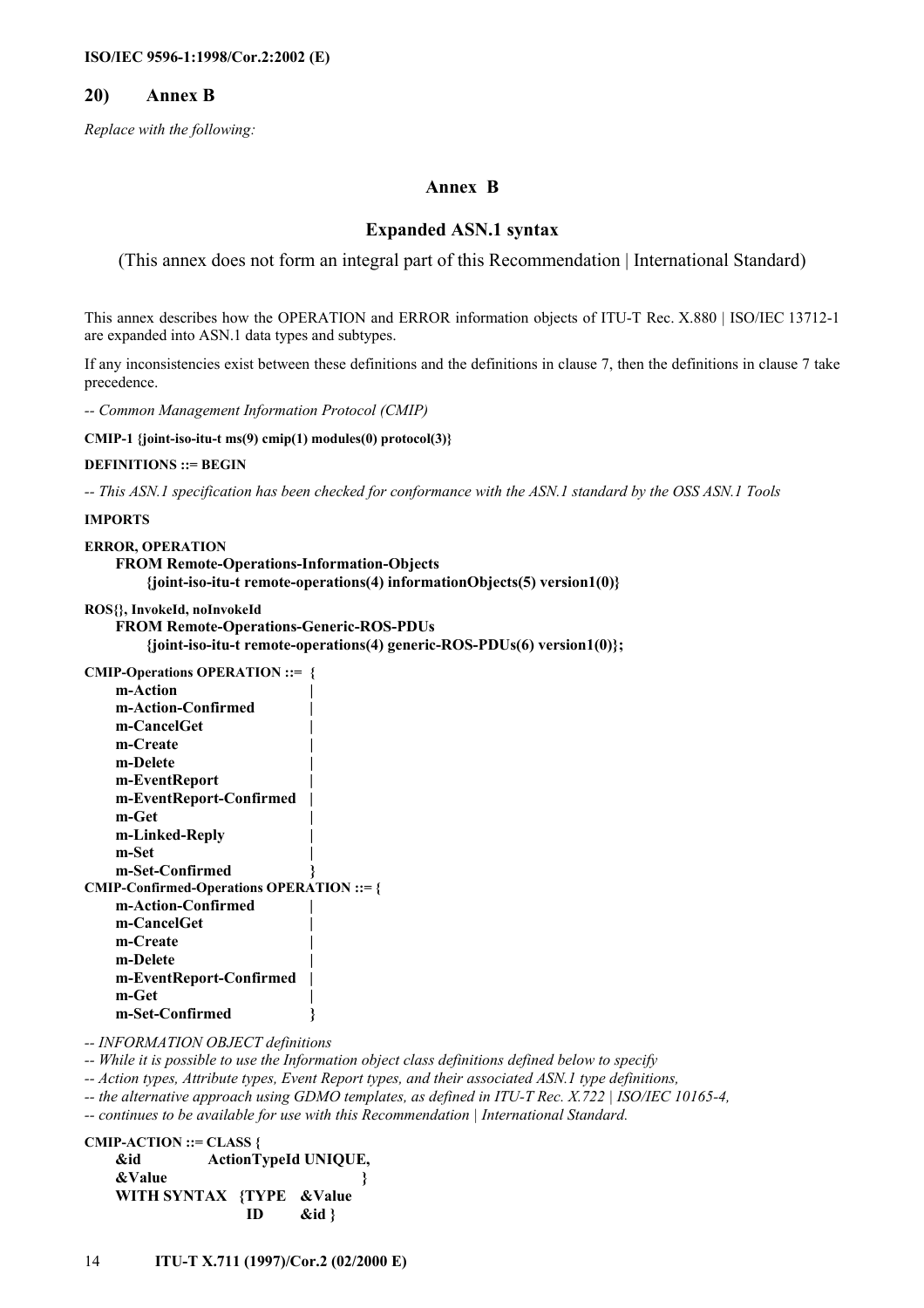## 20) Annex B

*Replace with the following:*

# Annex B

## Expanded ASN.1 syntax

(This annex does not form an integral part of this Recommendation | International Standard)

This annex describes how the OPERATION and ERROR information objects of ITU-T Rec. X.880 | ISO/IEC 13712-1 are expanded into ASN.1 data types and subtypes.

If any inconsistencies exist between these definitions and the definitions in clause 7, then the definitions in clause 7 take precedence.

```
-- Common Management Information Protocol (CMIP)

CMIP-1 {joint-iso-itu-t ms(9) cmip(1) modules(0) protocol(3)}

DEFINITIONS ::= BEGIN

-- This ASN.1 specification has been checked for conformance with the ASN.1 standard by the OSS ASN.1 Tools

IMPORTS

ERROR, OPERATION
    FROM Remote-Operations-Information-Objects
        {joint-iso-itu-t remote-operations(4) informationObjects(5) version1(0)}

ROS{}, InvokeId, noInvokeId
    FROM Remote-Operations-Generic-ROS-PDUs
        {joint-iso-itu-t remote-operations(4) generic-ROS-PDUs(6) version1(0)};

CMIP-Operations OPERATION ::=  {
    m-Action                  |
    m-Action-Confirmed        |
    m-CancelGet               |
    m-Create                  |
    m-Delete                  |
    m-EventReport             |
    m-EventReport-Confirmed   |
    m-Get                     |
    m-Linked-Reply            |
    m-Set                     |
    m-Set-Confirmed           }
CMIP-Confirmed-Operations OPERATION ::= {
    m-Action-Confirmed        |
    m-CancelGet               |
    m-Create                  |
    m-Delete                  |
    m-EventReport-Confirmed   |
    m-Get                     |
    m-Set-Confirmed           }

-- INFORMATION OBJECT definitions
-- While it is possible to use the Information object class definitions defined below to specify
-- Action types, Attribute types, Event Report types, and their associated ASN.1 type definitions,
-- the alternative approach using GDMO templates, as defined in ITU-T Rec. X.722 | ISO/IEC 10165-4,
-- continues to be available for use with this Recommendation | International Standard.

CMIP-ACTION ::= CLASS {
    &id             ActionTypeId UNIQUE,
    &Value                              }
    WITH SYNTAX   {TYPE   &Value
                   ID     &id }
```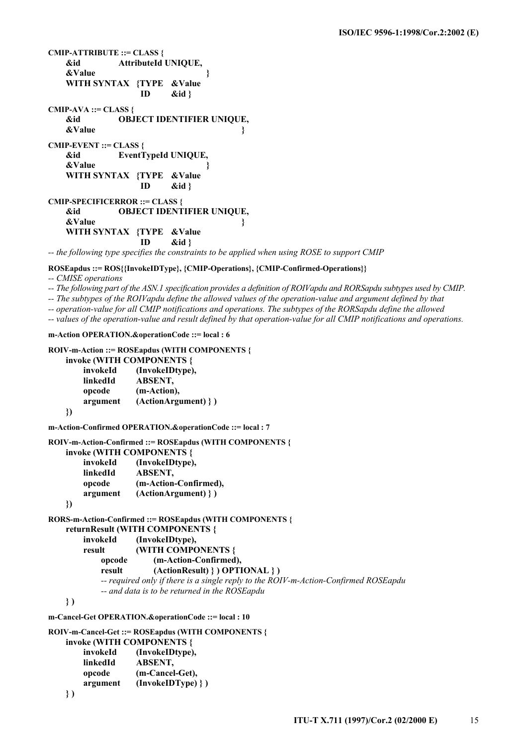```
CMIP-ATTRIBUTE ::= CLASS {
    &id             AttributeId UNIQUE,
    &Value                                    }
    WITH SYNTAX  {TYPE   &Value
                  ID     &id }

CMIP-AVA ::= CLASS {
    &id             OBJECT IDENTIFIER UNIQUE,
    &Value                                    }

CMIP-EVENT ::= CLASS {
    &id             EventTypeId UNIQUE,
    &Value                                    }
    WITH SYNTAX  {TYPE   &Value
                  ID     &id }

CMIP-SPECIFICERROR ::= CLASS {
    &id             OBJECT IDENTIFIER UNIQUE,
    &Value                                    }
    WITH SYNTAX  {TYPE   &Value
                  ID     &id }
-- the following type specifies the constraints to be applied when using ROSE to support CMIP

ROSEapdus ::= ROS{{InvokeIDType}, {CMIP-Operations}, {CMIP-Confirmed-Operations}}
-- CMISE operations
-- The following part of the ASN.1 specification provides a definition of ROIVapdu and RORSapdu subtypes used by CMIP.
-- The subtypes of the ROIVapdu define the allowed values of the operation-value and argument defined by that
-- operation-value for all CMIP notifications and operations. The subtypes of the RORSapdu define the allowed
-- values of the operation-value and result defined by that operation-value for all CMIP notifications and operations.

m-Action OPERATION.&operationCode ::= local : 6

ROIV-m-Action ::= ROSEapdus (WITH COMPONENTS {
    invoke (WITH COMPONENTS {
        invokeId      (InvokeIDtype),
        linkedId      ABSENT,
        opcode        (m-Action),
        argument      (ActionArgument) } )
    })

m-Action-Confirmed OPERATION.&operationCode ::= local : 7

ROIV-m-Action-Confirmed ::= ROSEapdus (WITH COMPONENTS {
    invoke (WITH COMPONENTS {
        invokeId      (InvokeIDtype),
        linkedId      ABSENT,
        opcode        (m-Action-Confirmed),
        argument      (ActionArgument) } )
    })

RORS-m-Action-Confirmed ::= ROSEapdus (WITH COMPONENTS {
    returnResult (WITH COMPONENTS {
        invokeId      (InvokeIDtype),
        result        (WITH COMPONENTS {
            opcode        (m-Action-Confirmed),
            result        (ActionResult) } ) OPTIONAL } )
            -- required only if there is a single reply to the ROIV-m-Action-Confirmed ROSEapdu
            -- and data is to be returned in the ROSEapdu
    } )

m-Cancel-Get OPERATION.&operationCode ::= local : 10

ROIV-m-Cancel-Get ::= ROSEapdus (WITH COMPONENTS {
    invoke (WITH COMPONENTS {
        invokeId      (InvokeIDtype),
        linkedId      ABSENT,
        opcode        (m-Cancel-Get),
        argument      (InvokeIDType) } )
    } )
```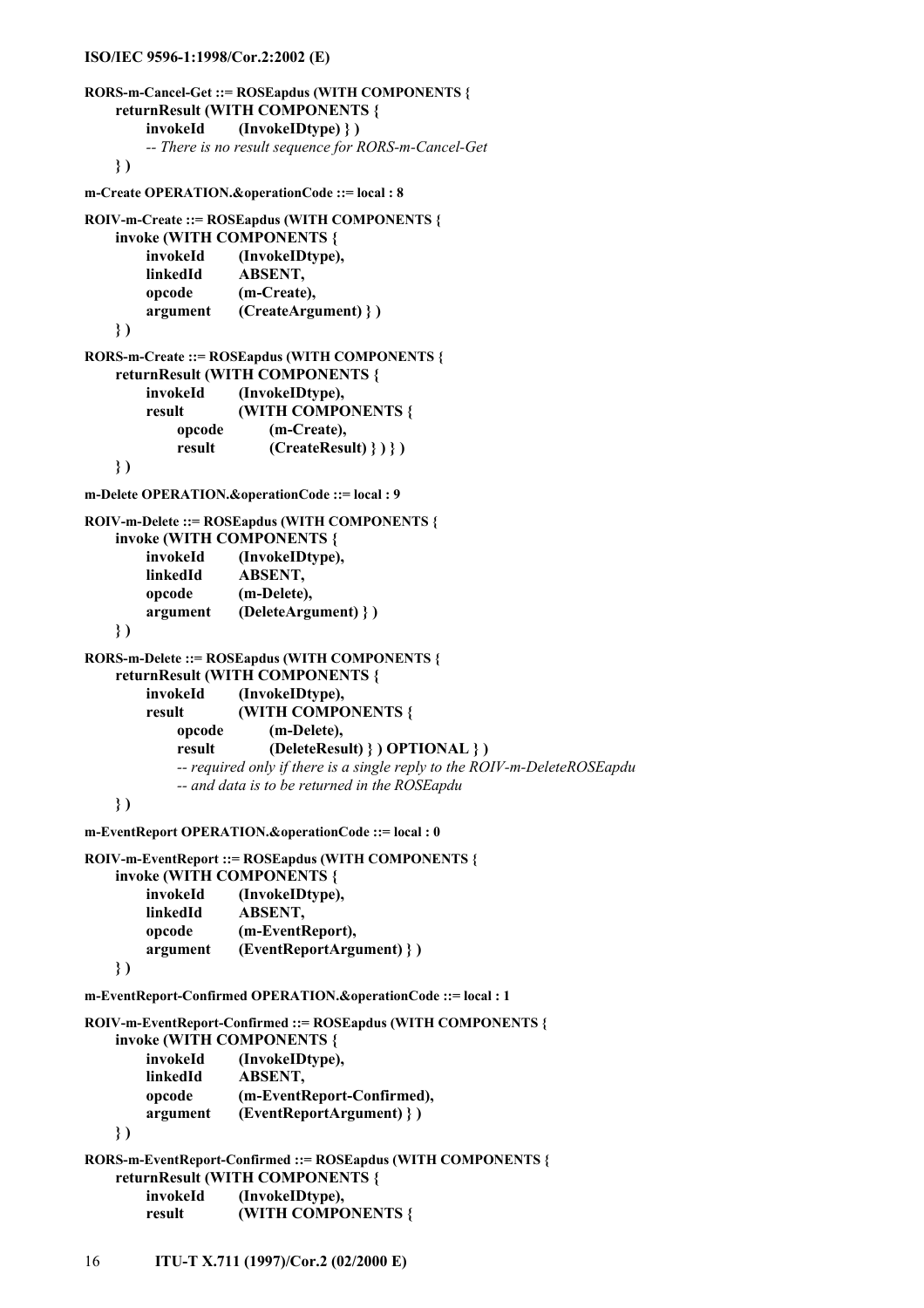```
RORS-m-Cancel-Get ::= ROSEapdus (WITH COMPONENTS {
    returnResult (WITH COMPONENTS {
        invokeId        (InvokeIDtype) } )
        -- There is no result sequence for RORS-m-Cancel-Get
    } )

m-Create OPERATION.&operationCode ::= local : 8

ROIV-m-Create ::= ROSEapdus (WITH COMPONENTS {
    invoke (WITH COMPONENTS {
        invokeId        (InvokeIDtype),
        linkedId        ABSENT,
        opcode          (m-Create),
        argument        (CreateArgument) } )
    } )

RORS-m-Create ::= ROSEapdus (WITH COMPONENTS {
    returnResult (WITH COMPONENTS {
        invokeId        (InvokeIDtype),
        result          (WITH COMPONENTS {
            opcode          (m-Create),
            result          (CreateResult) } ) } )
    } )

m-Delete OPERATION.&operationCode ::= local : 9

ROIV-m-Delete ::= ROSEapdus (WITH COMPONENTS {
    invoke (WITH COMPONENTS {
        invokeId        (InvokeIDtype),
        linkedId        ABSENT,
        opcode          (m-Delete),
        argument        (DeleteArgument) } )
    } )

RORS-m-Delete ::= ROSEapdus (WITH COMPONENTS {
    returnResult (WITH COMPONENTS {
        invokeId        (InvokeIDtype),
        result          (WITH COMPONENTS {
            opcode          (m-Delete),
            result          (DeleteResult) } ) OPTIONAL } )
            -- required only if there is a single reply to the ROIV-m-DeleteROSEapdu
            -- and data is to be returned in the ROSEapdu
    } )

m-EventReport OPERATION.&operationCode ::= local : 0

ROIV-m-EventReport ::= ROSEapdus (WITH COMPONENTS {
    invoke (WITH COMPONENTS {
        invokeId        (InvokeIDtype),
        linkedId        ABSENT,
        opcode          (m-EventReport),
        argument        (EventReportArgument) } )
    } )

m-EventReport-Confirmed OPERATION.&operationCode ::= local : 1

ROIV-m-EventReport-Confirmed ::= ROSEapdus (WITH COMPONENTS {
    invoke (WITH COMPONENTS {
        invokeId        (InvokeIDtype),
        linkedId        ABSENT,
        opcode          (m-EventReport-Confirmed),
        argument        (EventReportArgument) } )
    } )

RORS-m-EventReport-Confirmed ::= ROSEapdus (WITH COMPONENTS {
    returnResult (WITH COMPONENTS {
        invokeId        (InvokeIDtype),
        result          (WITH COMPONENTS {
```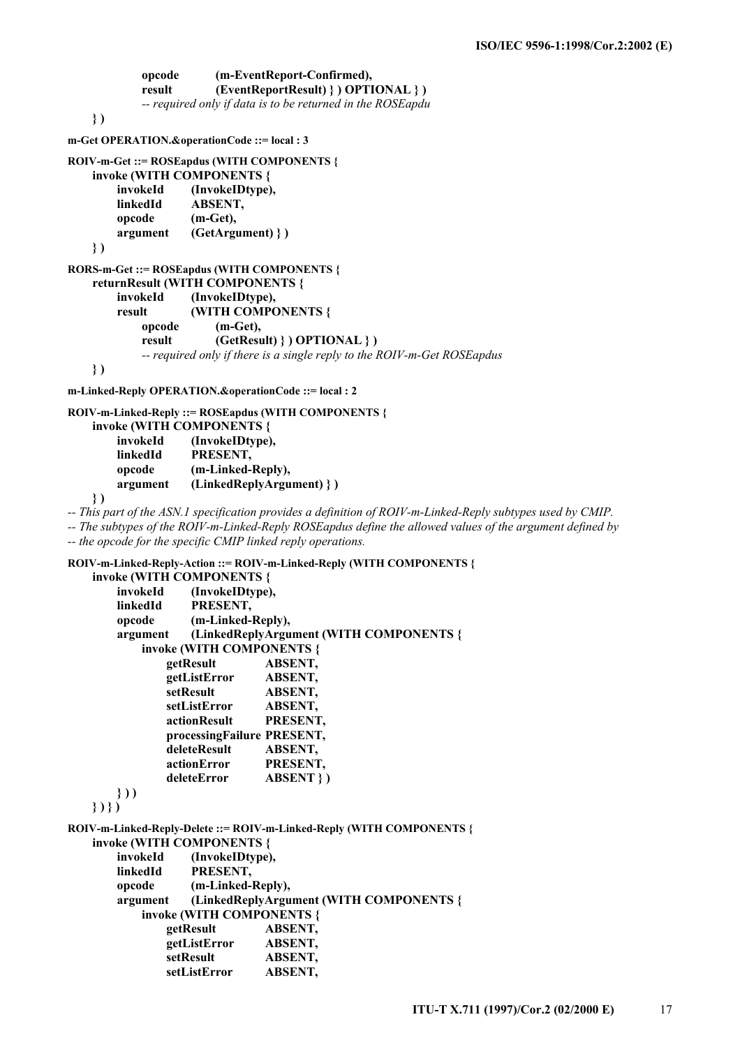```
                opcode          (m-EventReport-Confirmed),
                result          (EventReportResult) } ) OPTIONAL } )
                -- required only if data is to be returned in the ROSEapdu
     } )

m-Get OPERATION.&operationCode ::= local : 3

ROIV-m-Get ::= ROSEapdus (WITH COMPONENTS {
     invoke (WITH COMPONENTS {
          invokeId        (InvokeIDtype),
          linkedId        ABSENT,
          opcode          (m-Get),
          argument        (GetArgument) } )
     } )

RORS-m-Get ::= ROSEapdus (WITH COMPONENTS {
     returnResult (WITH COMPONENTS {
          invokeId        (InvokeIDtype),
          result          (WITH COMPONENTS {
                opcode          (m-Get),
                result          (GetResult) } ) OPTIONAL } )
                -- required only if there is a single reply to the ROIV-m-Get ROSEapdus
     } )

m-Linked-Reply OPERATION.&operationCode ::= local : 2

ROIV-m-Linked-Reply ::= ROSEapdus (WITH COMPONENTS {
     invoke (WITH COMPONENTS {
          invokeId        (InvokeIDtype),
          linkedId        PRESENT,
          opcode          (m-Linked-Reply),
          argument        (LinkedReplyArgument) } )
     } )
-- This part of the ASN.1 specification provides a definition of ROIV-m-Linked-Reply subtypes used by CMIP.
-- The subtypes of the ROIV-m-Linked-Reply ROSEapdus define the allowed values of the argument defined by
-- the opcode for the specific CMIP linked reply operations.

ROIV-m-Linked-Reply-Action ::= ROIV-m-Linked-Reply (WITH COMPONENTS {
     invoke (WITH COMPONENTS {
          invokeId        (InvokeIDtype),
          linkedId        PRESENT,
          opcode          (m-Linked-Reply),
          argument        (LinkedReplyArgument (WITH COMPONENTS {
                invoke (WITH COMPONENTS {
                     getResult            ABSENT,
                     getListError         ABSENT,
                     setResult            ABSENT,
                     setListError         ABSENT,
                     actionResult         PRESENT,
                     processingFailure    PRESENT,
                     deleteResult         ABSENT,
                     actionError          PRESENT,
                     deleteError          ABSENT } )
          } ) )
     } ) } )

ROIV-m-Linked-Reply-Delete ::= ROIV-m-Linked-Reply (WITH COMPONENTS {
     invoke (WITH COMPONENTS {
          invokeId        (InvokeIDtype),
          linkedId        PRESENT,
          opcode          (m-Linked-Reply),
          argument        (LinkedReplyArgument (WITH COMPONENTS {
                invoke (WITH COMPONENTS {
                     getResult            ABSENT,
                     getListError         ABSENT,
                     setResult            ABSENT,
                     setListError         ABSENT,
```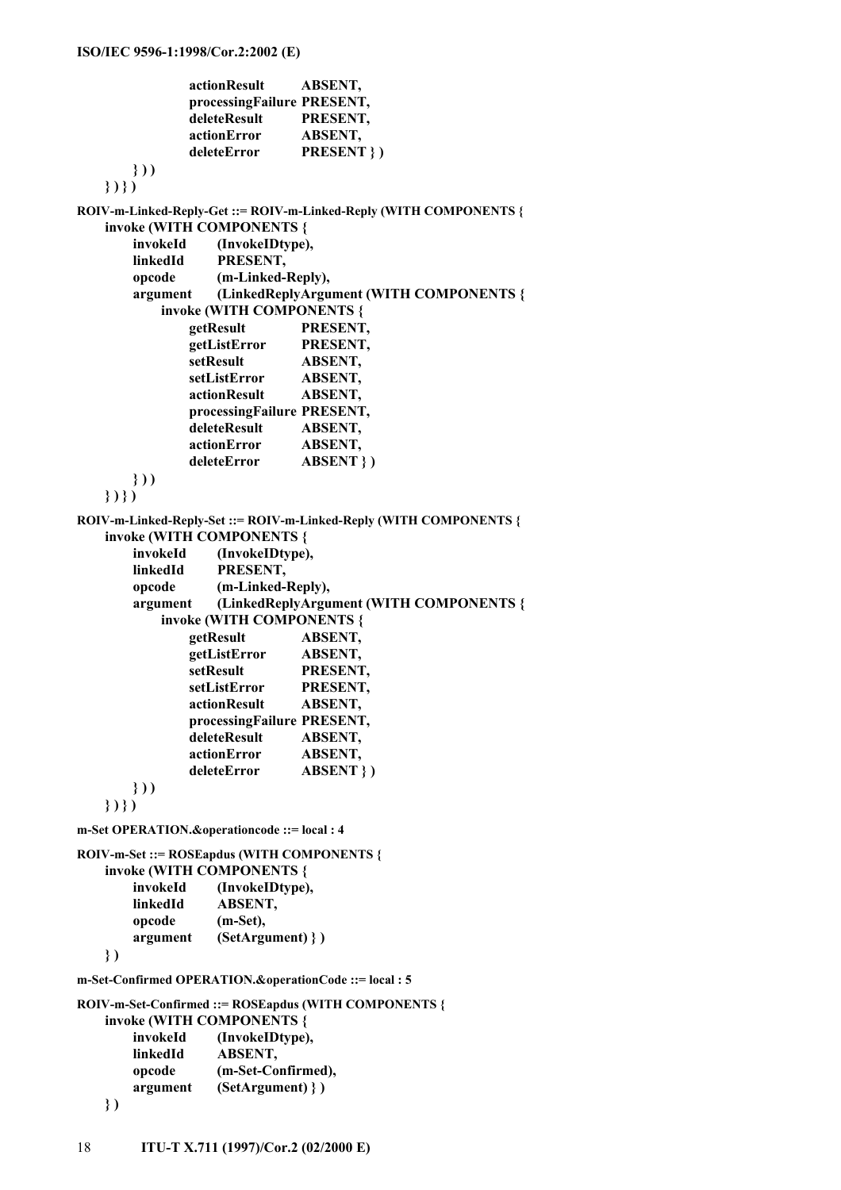```
                    actionResult        ABSENT,
                    processingFailure PRESENT,
                    deleteResult        PRESENT,
                    actionError         ABSENT,
                    deleteError         PRESENT } )
          } ) )
     } ) } )

ROIV-m-Linked-Reply-Get ::= ROIV-m-Linked-Reply (WITH COMPONENTS {
     invoke (WITH COMPONENTS {
          invokeId       (InvokeIDtype),
          linkedId       PRESENT,
          opcode         (m-Linked-Reply),
          argument       (LinkedReplyArgument (WITH COMPONENTS {
               invoke (WITH COMPONENTS {
                    getResult           PRESENT,
                    getListError        PRESENT,
                    setResult           ABSENT,
                    setListError        ABSENT,
                    actionResult        ABSENT,
                    processingFailure PRESENT,
                    deleteResult        ABSENT,
                    actionError         ABSENT,
                    deleteError         ABSENT } )
          } ) )
     } ) } )

ROIV-m-Linked-Reply-Set ::= ROIV-m-Linked-Reply (WITH COMPONENTS {
     invoke (WITH COMPONENTS {
          invokeId       (InvokeIDtype),
          linkedId       PRESENT,
          opcode         (m-Linked-Reply),
          argument       (LinkedReplyArgument (WITH COMPONENTS {
               invoke (WITH COMPONENTS {
                    getResult           ABSENT,
                    getListError        ABSENT,
                    setResult           PRESENT,
                    setListError        PRESENT,
                    actionResult        ABSENT,
                    processingFailure PRESENT,
                    deleteResult        ABSENT,
                    actionError         ABSENT,
                    deleteError         ABSENT } )
          } ) )
     } ) } )

m-Set OPERATION.&operationcode ::= local : 4

ROIV-m-Set ::= ROSEapdus (WITH COMPONENTS {
     invoke (WITH COMPONENTS {
          invokeId       (InvokeIDtype),
          linkedId       ABSENT,
          opcode         (m-Set),
          argument       (SetArgument) } )
     } )

m-Set-Confirmed OPERATION.&operationCode ::= local : 5

ROIV-m-Set-Confirmed ::= ROSEapdus (WITH COMPONENTS {
     invoke (WITH COMPONENTS {
          invokeId       (InvokeIDtype),
          linkedId       ABSENT,
          opcode         (m-Set-Confirmed),
          argument       (SetArgument) } )
     } )
```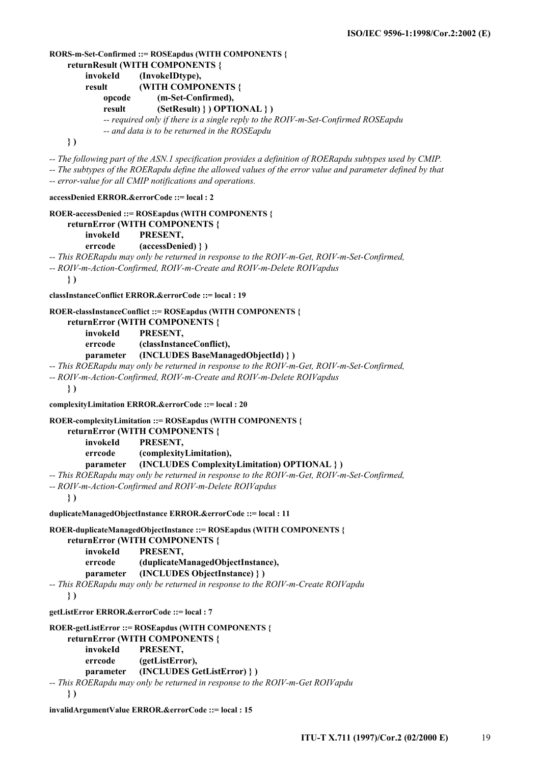```
RORS-m-Set-Confirmed ::= ROSEapdus (WITH COMPONENTS {
    returnResult (WITH COMPONENTS {
        invokeId      (InvokeIDtype),
        result        (WITH COMPONENTS {
            opcode        (m-Set-Confirmed),
            result        (SetResult) } ) OPTIONAL } )
            -- required only if there is a single reply to the ROIV-m-Set-Confirmed ROSEapdu
            -- and data is to be returned in the ROSEapdu
    } )

-- The following part of the ASN.1 specification provides a definition of ROERapdu subtypes used by CMIP.
-- The subtypes of the ROERapdu define the allowed values of the error value and parameter defined by that
-- error-value for all CMIP notifications and operations.

accessDenied ERROR.&errorCode ::= local : 2

ROER-accessDenied ::= ROSEapdus (WITH COMPONENTS {
    returnError (WITH COMPONENTS {
        invokeId      PRESENT,
        errcode       (accessDenied) } )
-- This ROERapdu may only be returned in response to the ROIV-m-Get, ROIV-m-Set-Confirmed,
-- ROIV-m-Action-Confirmed, ROIV-m-Create and ROIV-m-Delete ROIVapdus
    } )

classInstanceConflict ERROR.&errorCode ::= local : 19

ROER-classInstanceConflict ::= ROSEapdus (WITH COMPONENTS {
    returnError (WITH COMPONENTS {
        invokeId      PRESENT,
        errcode       (classInstanceConflict),
        parameter     (INCLUDES BaseManagedObjectId) } )
-- This ROERapdu may only be returned in response to the ROIV-m-Get, ROIV-m-Set-Confirmed,
-- ROIV-m-Action-Confirmed, ROIV-m-Create and ROIV-m-Delete ROIVapdus
    } )

complexityLimitation ERROR.&errorCode ::= local : 20

ROER-complexityLimitation ::= ROSEapdus (WITH COMPONENTS {
    returnError (WITH COMPONENTS {
        invokeId      PRESENT,
        errcode       (complexityLimitation),
        parameter     (INCLUDES ComplexityLimitation) OPTIONAL } )
-- This ROERapdu may only be returned in response to the ROIV-m-Get, ROIV-m-Set-Confirmed,
-- ROIV-m-Action-Confirmed and ROIV-m-Delete ROIVapdus
    } )

duplicateManagedObjectInstance ERROR.&errorCode ::= local : 11

ROER-duplicateManagedObjectInstance ::= ROSEapdus (WITH COMPONENTS {
    returnError (WITH COMPONENTS {
        invokeId      PRESENT,
        errcode       (duplicateManagedObjectInstance),
        parameter     (INCLUDES ObjectInstance) } )
-- This ROERapdu may only be returned in response to the ROIV-m-Create ROIVapdu
    } )

getListError ERROR.&errorCode ::= local : 7

ROER-getListError ::= ROSEapdus (WITH COMPONENTS {
    returnError (WITH COMPONENTS {
        invokeId      PRESENT,
        errcode       (getListError),
        parameter     (INCLUDES GetListError) } )
-- This ROERapdu may only be returned in response to the ROIV-m-Get ROIVapdu
    } )

invalidArgumentValue ERROR.&errorCode ::= local : 15
```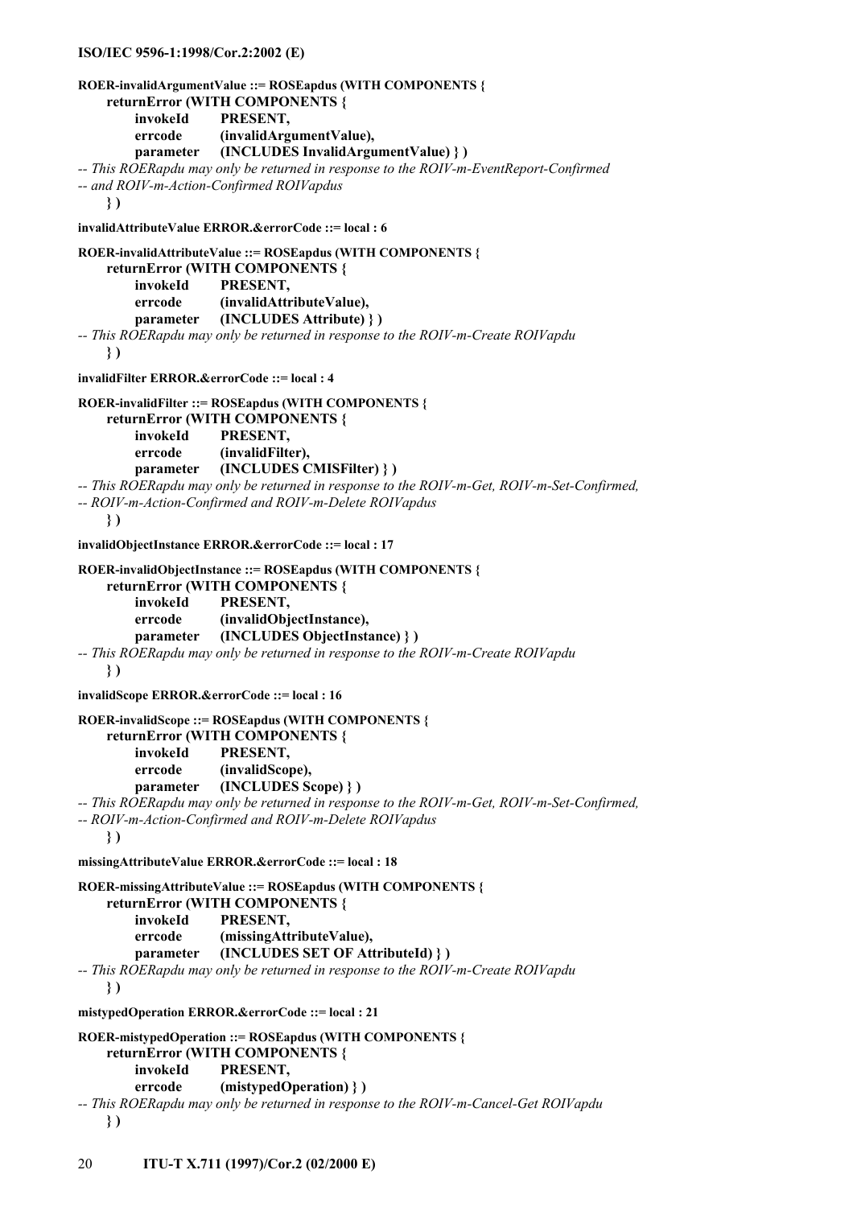```
ROER-invalidArgumentValue ::= ROSEapdus (WITH COMPONENTS {
    returnError (WITH COMPONENTS {
        invokeId      PRESENT,
        errcode       (invalidArgumentValue),
        parameter     (INCLUDES InvalidArgumentValue) } )
-- This ROERapdu may only be returned in response to the ROIV-m-EventReport-Confirmed
-- and ROIV-m-Action-Confirmed ROIVapdus
    } )

invalidAttributeValue ERROR.&errorCode ::= local : 6

ROER-invalidAttributeValue ::= ROSEapdus (WITH COMPONENTS {
    returnError (WITH COMPONENTS {
        invokeId      PRESENT,
        errcode       (invalidAttributeValue),
        parameter     (INCLUDES Attribute) } )
-- This ROERapdu may only be returned in response to the ROIV-m-Create ROIVapdu
    } )

invalidFilter ERROR.&errorCode ::= local : 4

ROER-invalidFilter ::= ROSEapdus (WITH COMPONENTS {
    returnError (WITH COMPONENTS {
        invokeId      PRESENT,
        errcode       (invalidFilter),
        parameter     (INCLUDES CMISFilter) } )
-- This ROERapdu may only be returned in response to the ROIV-m-Get, ROIV-m-Set-Confirmed,
-- ROIV-m-Action-Confirmed and ROIV-m-Delete ROIVapdus
    } )

invalidObjectInstance ERROR.&errorCode ::= local : 17

ROER-invalidObjectInstance ::= ROSEapdus (WITH COMPONENTS {
    returnError (WITH COMPONENTS {
        invokeId      PRESENT,
        errcode       (invalidObjectInstance),
        parameter     (INCLUDES ObjectInstance) } )
-- This ROERapdu may only be returned in response to the ROIV-m-Create ROIVapdu
    } )

invalidScope ERROR.&errorCode ::= local : 16

ROER-invalidScope ::= ROSEapdus (WITH COMPONENTS {
    returnError (WITH COMPONENTS {
        invokeId      PRESENT,
        errcode       (invalidScope),
        parameter     (INCLUDES Scope) } )
-- This ROERapdu may only be returned in response to the ROIV-m-Get, ROIV-m-Set-Confirmed,
-- ROIV-m-Action-Confirmed and ROIV-m-Delete ROIVapdus
    } )

missingAttributeValue ERROR.&errorCode ::= local : 18

ROER-missingAttributeValue ::= ROSEapdus (WITH COMPONENTS {
    returnError (WITH COMPONENTS {
        invokeId      PRESENT,
        errcode       (missingAttributeValue),
        parameter     (INCLUDES SET OF AttributeId) } )
-- This ROERapdu may only be returned in response to the ROIV-m-Create ROIVapdu
    } )

mistypedOperation ERROR.&errorCode ::= local : 21

ROER-mistypedOperation ::= ROSEapdus (WITH COMPONENTS {
    returnError (WITH COMPONENTS {
        invokeId      PRESENT,
        errcode       (mistypedOperation) } )
-- This ROERapdu may only be returned in response to the ROIV-m-Cancel-Get ROIVapdu
    } )
```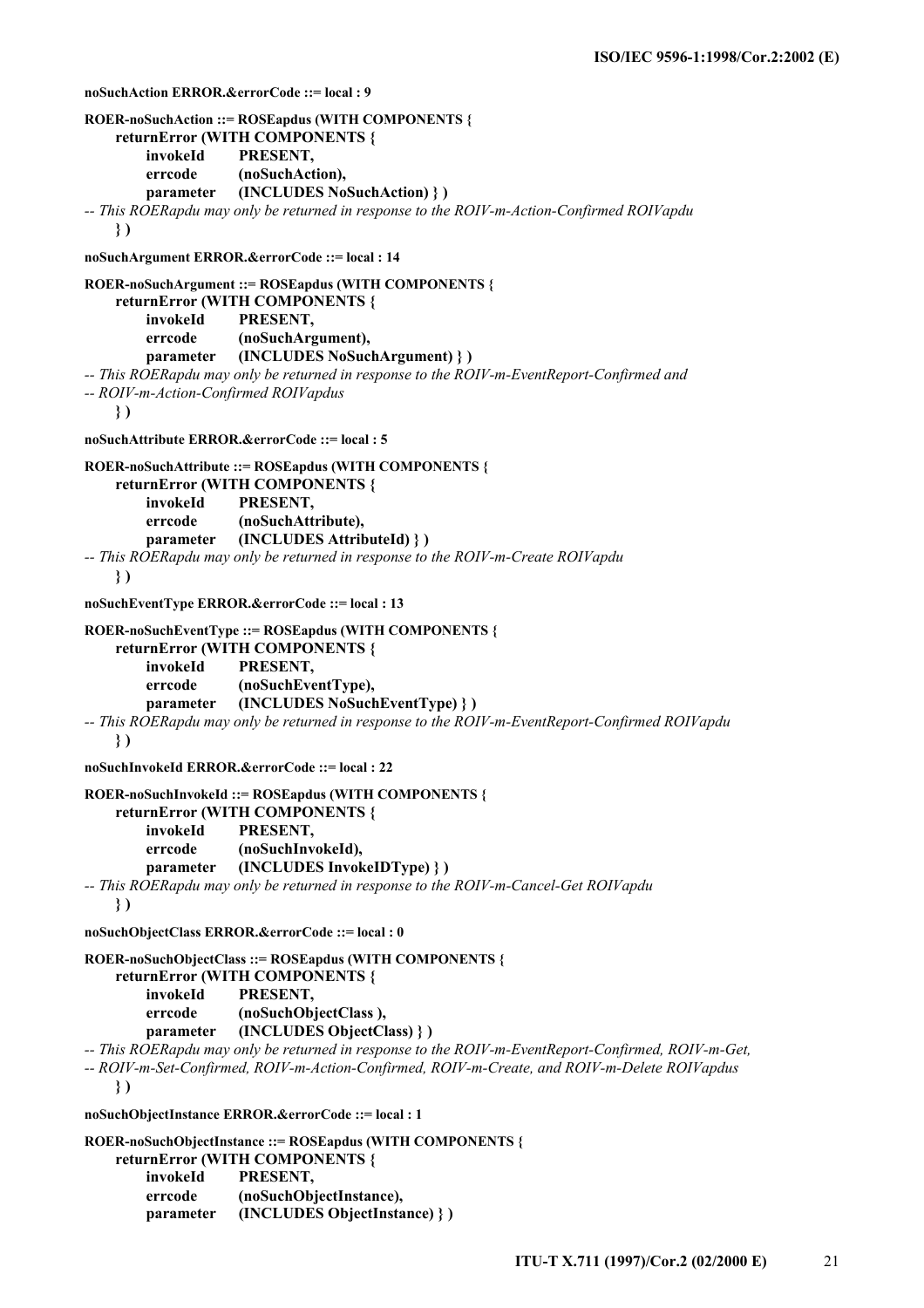```
noSuchAction ERROR.&errorCode ::= local : 9

ROER-noSuchAction ::= ROSEapdus (WITH COMPONENTS {
    returnError (WITH COMPONENTS {
        invokeId     PRESENT,
        errcode      (noSuchAction),
        parameter    (INCLUDES NoSuchAction) } )
-- This ROERapdu may only be returned in response to the ROIV-m-Action-Confirmed ROIVapdu
    } )

noSuchArgument ERROR.&errorCode ::= local : 14

ROER-noSuchArgument ::= ROSEapdus (WITH COMPONENTS {
    returnError (WITH COMPONENTS {
        invokeId     PRESENT,
        errcode      (noSuchArgument),
        parameter    (INCLUDES NoSuchArgument) } )
-- This ROERapdu may only be returned in response to the ROIV-m-EventReport-Confirmed and
-- ROIV-m-Action-Confirmed ROIVapdus
    } )

noSuchAttribute ERROR.&errorCode ::= local : 5

ROER-noSuchAttribute ::= ROSEapdus (WITH COMPONENTS {
    returnError (WITH COMPONENTS {
        invokeId     PRESENT,
        errcode      (noSuchAttribute),
        parameter    (INCLUDES AttributeId) } )
-- This ROERapdu may only be returned in response to the ROIV-m-Create ROIVapdu
    } )

noSuchEventType ERROR.&errorCode ::= local : 13

ROER-noSuchEventType ::= ROSEapdus (WITH COMPONENTS {
    returnError (WITH COMPONENTS {
        invokeId     PRESENT,
        errcode      (noSuchEventType),
        parameter    (INCLUDES NoSuchEventType) } )
-- This ROERapdu may only be returned in response to the ROIV-m-EventReport-Confirmed ROIVapdu
    } )

noSuchInvokeId ERROR.&errorCode ::= local : 22

ROER-noSuchInvokeId ::= ROSEapdus (WITH COMPONENTS {
    returnError (WITH COMPONENTS {
        invokeId     PRESENT,
        errcode      (noSuchInvokeId),
        parameter    (INCLUDES InvokeIDType) } )
-- This ROERapdu may only be returned in response to the ROIV-m-Cancel-Get ROIVapdu
    } )

noSuchObjectClass ERROR.&errorCode ::= local : 0

ROER-noSuchObjectClass ::= ROSEapdus (WITH COMPONENTS {
    returnError (WITH COMPONENTS {
        invokeId     PRESENT,
        errcode      (noSuchObjectClass ),
        parameter    (INCLUDES ObjectClass) } )
-- This ROERapdu may only be returned in response to the ROIV-m-EventReport-Confirmed, ROIV-m-Get,
-- ROIV-m-Set-Confirmed, ROIV-m-Action-Confirmed, ROIV-m-Create, and ROIV-m-Delete ROIVapdus
    } )

noSuchObjectInstance ERROR.&errorCode ::= local : 1

ROER-noSuchObjectInstance ::= ROSEapdus (WITH COMPONENTS {
    returnError (WITH COMPONENTS {
        invokeId     PRESENT,
        errcode      (noSuchObjectInstance),
        parameter    (INCLUDES ObjectInstance) } )
```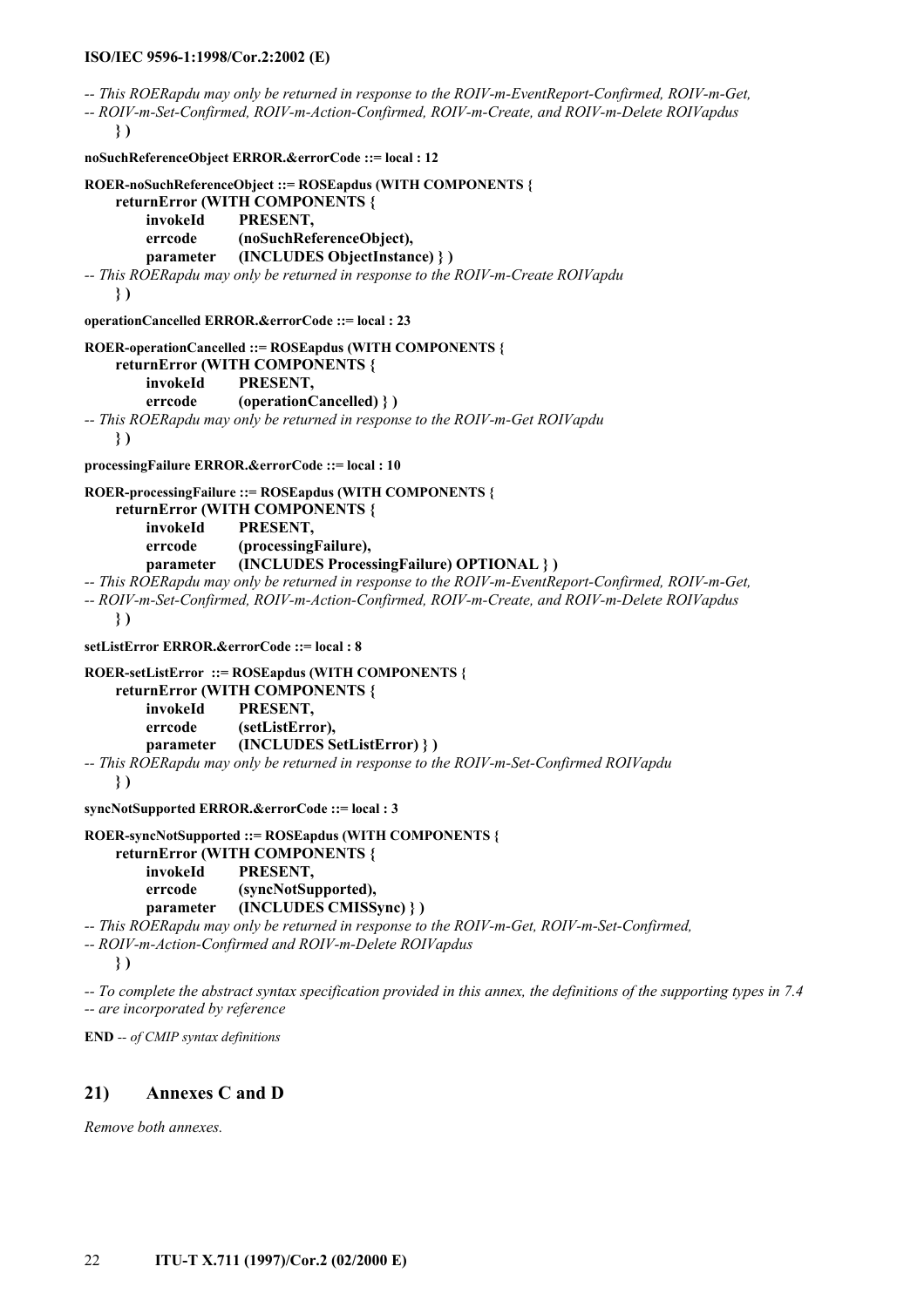```
-- This ROERapdu may only be returned in response to the ROIV-m-EventReport-Confirmed, ROIV-m-Get,
-- ROIV-m-Set-Confirmed, ROIV-m-Action-Confirmed, ROIV-m-Create, and ROIV-m-Delete ROIVapdus
    } )

noSuchReferenceObject ERROR.&errorCode ::= local : 12

ROER-noSuchReferenceObject ::= ROSEapdus (WITH COMPONENTS {
    returnError (WITH COMPONENTS {
        invokeId      PRESENT,
        errcode       (noSuchReferenceObject),
        parameter     (INCLUDES ObjectInstance) } )
-- This ROERapdu may only be returned in response to the ROIV-m-Create ROIVapdu
    } )

operationCancelled ERROR.&errorCode ::= local : 23

ROER-operationCancelled ::= ROSEapdus (WITH COMPONENTS {
    returnError (WITH COMPONENTS {
        invokeId      PRESENT,
        errcode       (operationCancelled) } )
-- This ROERapdu may only be returned in response to the ROIV-m-Get ROIVapdu
    } )

processingFailure ERROR.&errorCode ::= local : 10

ROER-processingFailure ::= ROSEapdus (WITH COMPONENTS {
    returnError (WITH COMPONENTS {
        invokeId      PRESENT,
        errcode       (processingFailure),
        parameter     (INCLUDES ProcessingFailure) OPTIONAL } )
-- This ROERapdu may only be returned in response to the ROIV-m-EventReport-Confirmed, ROIV-m-Get,
-- ROIV-m-Set-Confirmed, ROIV-m-Action-Confirmed, ROIV-m-Create, and ROIV-m-Delete ROIVapdus
    } )

setListError ERROR.&errorCode ::= local : 8

ROER-setListError  ::= ROSEapdus (WITH COMPONENTS {
    returnError (WITH COMPONENTS {
        invokeId      PRESENT,
        errcode       (setListError),
        parameter     (INCLUDES SetListError) } )
-- This ROERapdu may only be returned in response to the ROIV-m-Set-Confirmed ROIVapdu
    } )

syncNotSupported ERROR.&errorCode ::= local : 3

ROER-syncNotSupported ::= ROSEapdus (WITH COMPONENTS {
    returnError (WITH COMPONENTS {
        invokeId      PRESENT,
        errcode       (syncNotSupported),
        parameter     (INCLUDES CMISSync) } )
-- This ROERapdu may only be returned in response to the ROIV-m-Get, ROIV-m-Set-Confirmed,
-- ROIV-m-Action-Confirmed and ROIV-m-Delete ROIVapdus
    } )

-- To complete the abstract syntax specification provided in this annex, the definitions of the supporting types in 7.4
-- are incorporated by reference

END -- of CMIP syntax definitions
```

## 21) Annexes C and D

*Remove both annexes.*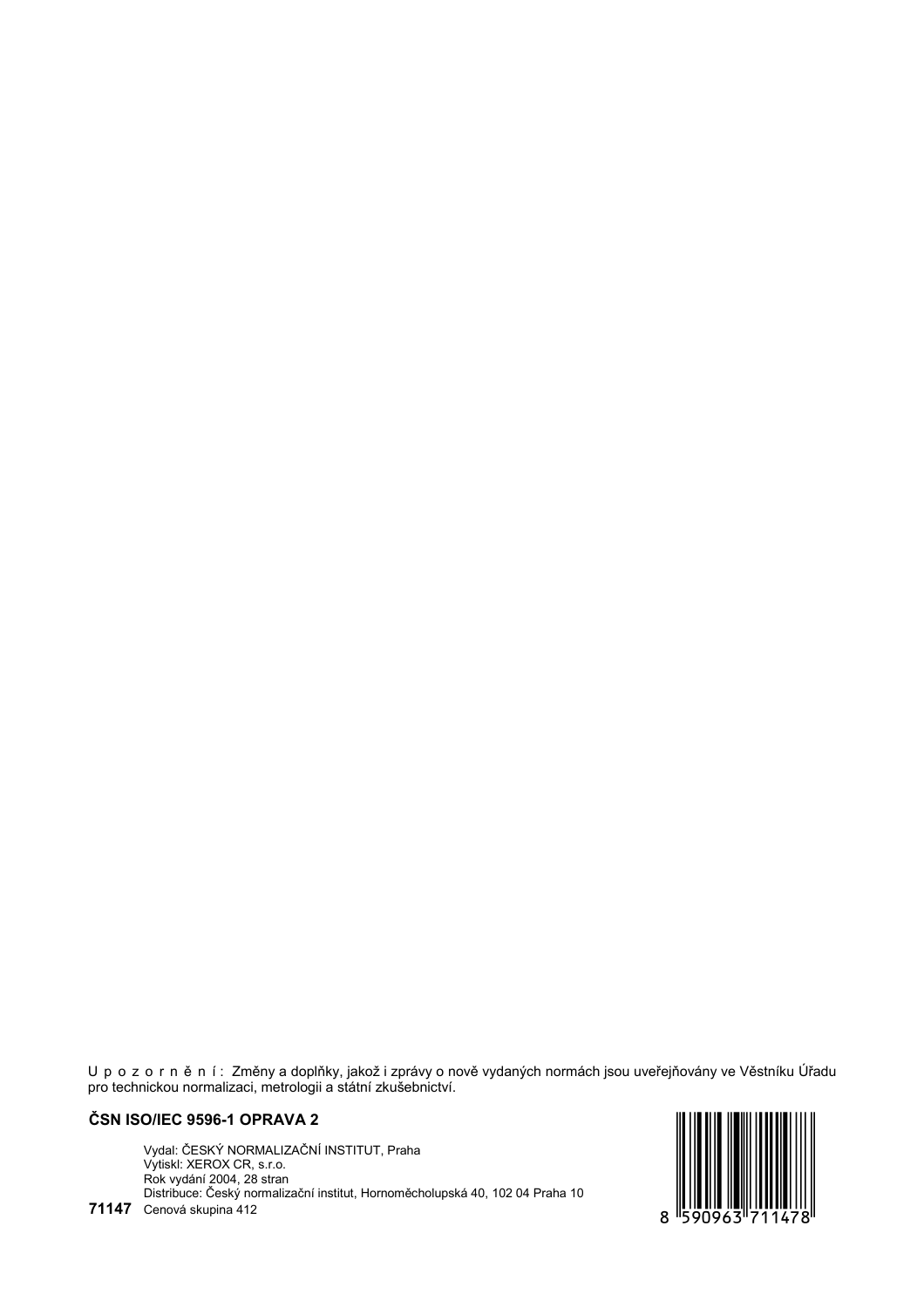U p o z o r n ě n í : Změny a doplňky, jakož i zprávy o nově vydaných normách jsou uveřejňovány ve Věstníku Úřadu pro technickou normalizaci, metrologii a státní zkušebnictví.

**ČSN ISO/IEC 9596-1 OPRAVA 2**

Vydal: ČESKÝ NORMALIZAČNÍ INSTITUT, Praha
Vytiskl: XEROX CR, s.r.o.
Rok vydání 2004, 28 stran
Distribuce: Český normalizační institut, Hornoměcholupská 40, 102 04 Praha 10

**71147** Cenová skupina 412

8 590963 711478